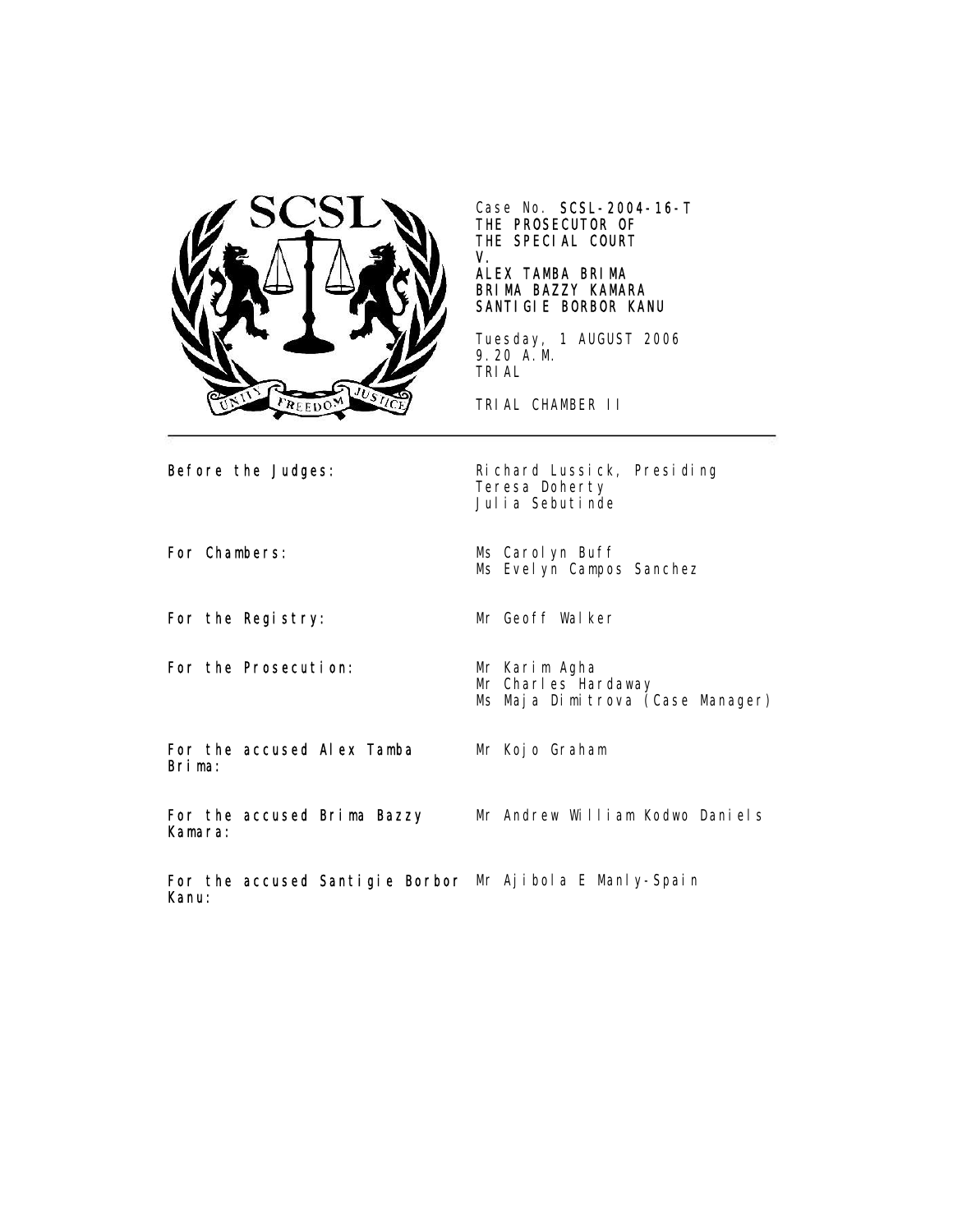Case No. **SCSL-2004-16-T**
**THE PROSECUTOR OF THE SPECIAL COURT**
**V.**
**ALEX TAMBA BRIMA**
**BRIMA BAZZY KAMARA**
**SANTIGIE BORBOR KANU**

Tuesday, 1 AUGUST 2006
9.20 A.M.
TRIAL

TRIAL CHAMBER II

---

| | |
|---|---|
| **Before the Judges:** | Richard Lussick, Presiding<br>Teresa Doherty<br>Julia Sebutinde |
| **For Chambers:** | Ms Carolyn Buff<br>Ms Evelyn Campos Sanchez |
| **For the Registry:** | Mr Geoff Walker |
| **For the Prosecution:** | Mr Karim Agha<br>Mr Charles Hardaway<br>Ms Maja Dimitrova (Case Manager) |
| **For the accused Alex Tamba Brima:** | Mr Kojo Graham |
| **For the accused Brima Bazzy Kamara:** | Mr Andrew William Kodwo Daniels |
| **For the accused Santigie Borbor Kanu:** | Mr Ajibola E Manly-Spain |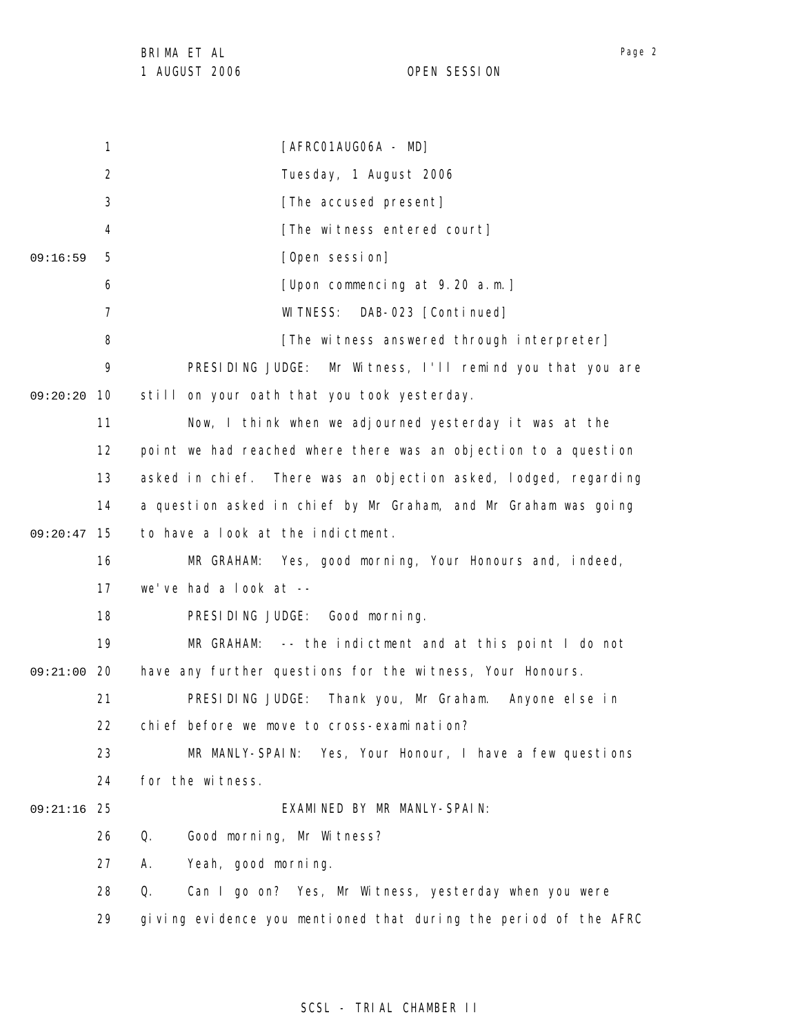[AFRC01AUG06A - MD]

Tuesday, 1 August 2006

[The accused present]

[The witness entered court]

[Open session]

[Upon commencing at 9.20 a.m.]

WITNESS: DAB-023 [Continued]

[The witness answered through interpreter]

PRESIDING JUDGE: Mr Witness, I'll remind you that you are still on your oath that you took yesterday.

Now, I think when we adjourned yesterday it was at the point we had reached where there was an objection to a question asked in chief. There was an objection asked, lodged, regarding a question asked in chief by Mr Graham, and Mr Graham was going to have a look at the indictment.

MR GRAHAM: Yes, good morning, Your Honours and, indeed, we've had a look at --

PRESIDING JUDGE: Good morning.

MR GRAHAM: -- the indictment and at this point I do not have any further questions for the witness, Your Honours.

PRESIDING JUDGE: Thank you, Mr Graham. Anyone else in chief before we move to cross-examination?

MR MANLY-SPAIN: Yes, Your Honour, I have a few questions for the witness.

EXAMINED BY MR MANLY-SPAIN:

Q. Good morning, Mr Witness?

A. Yeah, good morning.

Q. Can I go on? Yes, Mr Witness, yesterday when you were giving evidence you mentioned that during the period of the AFRC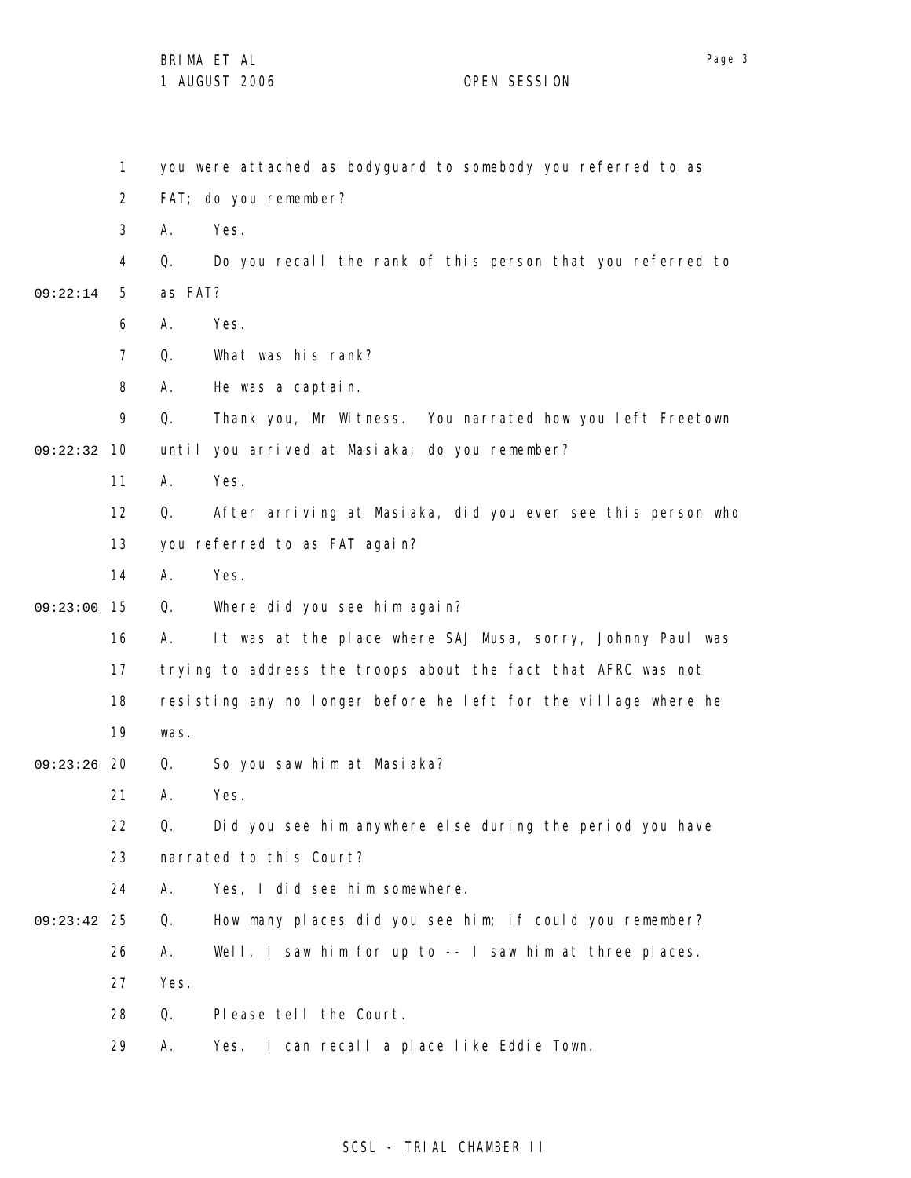you were attached as bodyguard to somebody you referred to as FAT; do you remember?

A. Yes.

Q. Do you recall the rank of this person that you referred to as FAT?

A. Yes.

Q. What was his rank?

A. He was a captain.

Q. Thank you, Mr Witness. You narrated how you left Freetown until you arrived at Masiaka; do you remember?

A. Yes.

Q. After arriving at Masiaka, did you ever see this person who you referred to as FAT again?

A. Yes.

Q. Where did you see him again?

A. It was at the place where SAJ Musa, sorry, Johnny Paul was trying to address the troops about the fact that AFRC was not resisting any no longer before he left for the village where he was.

Q. So you saw him at Masiaka?

A. Yes.

Q. Did you see him anywhere else during the period you have narrated to this Court?

A. Yes, I did see him somewhere.

Q. How many places did you see him; if could you remember?

A. Well, I saw him for up to -- I saw him at three places. Yes.

Q. Please tell the Court.

A. Yes. I can recall a place like Eddie Town.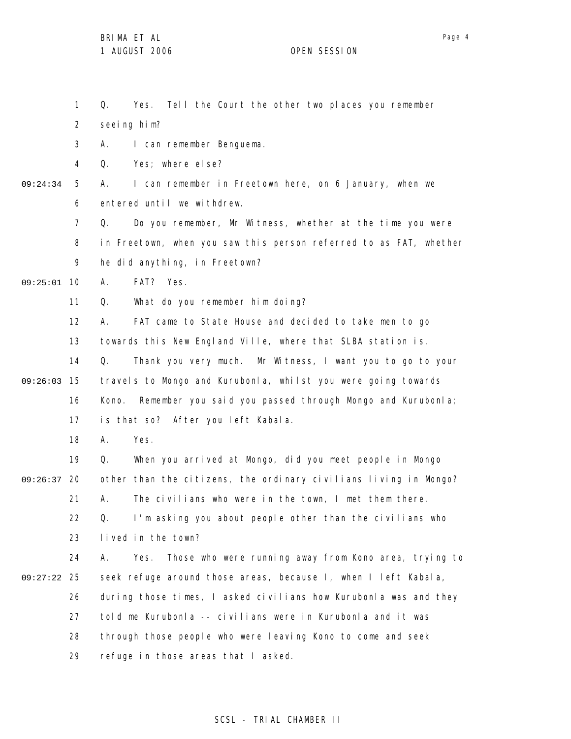Q. Yes. Tell the Court the other two places you remember seeing him?

A. I can remember Benguema.

Q. Yes; where else?

A. I can remember in Freetown here, on 6 January, when we entered until we withdrew.

Q. Do you remember, Mr Witness, whether at the time you were in Freetown, when you saw this person referred to as FAT, whether he did anything, in Freetown?

A. FAT? Yes.

Q. What do you remember him doing?

A. FAT came to State House and decided to take men to go towards this New England Ville, where that SLBA station is.

Q. Thank you very much. Mr Witness, I want you to go to your travels to Mongo and Kurubonla, whilst you were going towards Kono. Remember you said you passed through Mongo and Kurubonla; is that so? After you left Kabala.

A. Yes.

Q. When you arrived at Mongo, did you meet people in Mongo other than the citizens, the ordinary civilians living in Mongo?

A. The civilians who were in the town, I met them there.

Q. I'm asking you about people other than the civilians who lived in the town?

A. Yes. Those who were running away from Kono area, trying to seek refuge around those areas, because I, when I left Kabala, during those times, I asked civilians how Kurubonla was and they told me Kurubonla -- civilians were in Kurubonla and it was through those people who were leaving Kono to come and seek refuge in those areas that I asked.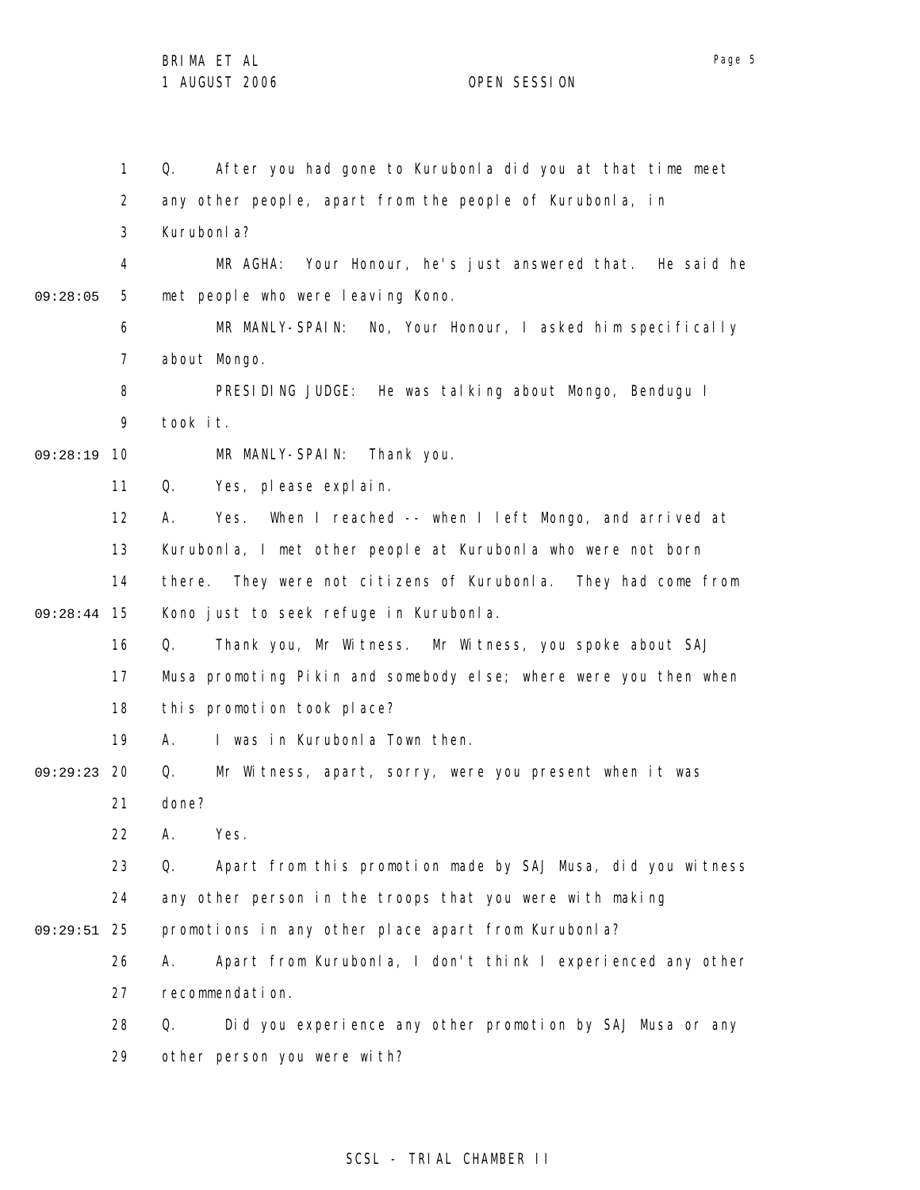Q. After you had gone to Kurubonla did you at that time meet any other people, apart from the people of Kurubonla, in Kurubonla?

MR AGHA: Your Honour, he's just answered that. He said he met people who were leaving Kono.

MR MANLY-SPAIN: No, Your Honour, I asked him specifically about Mongo.

PRESIDING JUDGE: He was talking about Mongo, Bendugu I took it.

MR MANLY-SPAIN: Thank you.

Q. Yes, please explain.

A. Yes. When I reached -- when I left Mongo, and arrived at Kurubonla, I met other people at Kurubonla who were not born there. They were not citizens of Kurubonla. They had come from Kono just to seek refuge in Kurubonla.

Q. Thank you, Mr Witness. Mr Witness, you spoke about SAJ Musa promoting Pikin and somebody else; where were you then when this promotion took place?

A. I was in Kurubonla Town then.

Q. Mr Witness, apart, sorry, were you present when it was done?

A. Yes.

Q. Apart from this promotion made by SAJ Musa, did you witness any other person in the troops that you were with making promotions in any other place apart from Kurubonla?

A. Apart from Kurubonla, I don't think I experienced any other recommendation.

Q. Did you experience any other promotion by SAJ Musa or any other person you were with?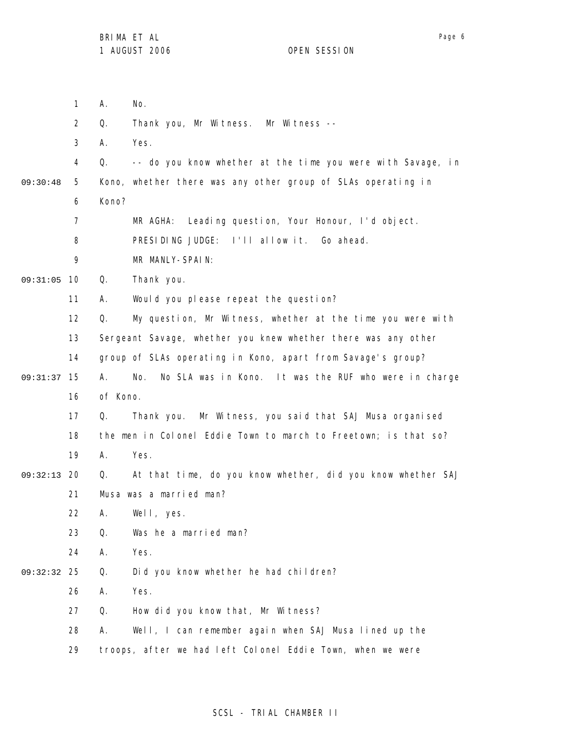A. No.

Q. Thank you, Mr Witness. Mr Witness --

A. Yes.

Q. -- do you know whether at the time you were with Savage, in Kono, whether there was any other group of SLAs operating in Kono?

MR AGHA: Leading question, Your Honour, I'd object.

PRESIDING JUDGE: I'll allow it. Go ahead.

MR MANLY-SPAIN:

Q. Thank you.

A. Would you please repeat the question?

Q. My question, Mr Witness, whether at the time you were with Sergeant Savage, whether you knew whether there was any other group of SLAs operating in Kono, apart from Savage's group?

A. No. No SLA was in Kono. It was the RUF who were in charge of Kono.

Q. Thank you. Mr Witness, you said that SAJ Musa organised the men in Colonel Eddie Town to march to Freetown; is that so?

A. Yes.

Q. At that time, do you know whether, did you know whether SAJ Musa was a married man?

A. Well, yes.

Q. Was he a married man?

A. Yes.

Q. Did you know whether he had children?

A. Yes.

Q. How did you know that, Mr Witness?

A. Well, I can remember again when SAJ Musa lined up the troops, after we had left Colonel Eddie Town, when we were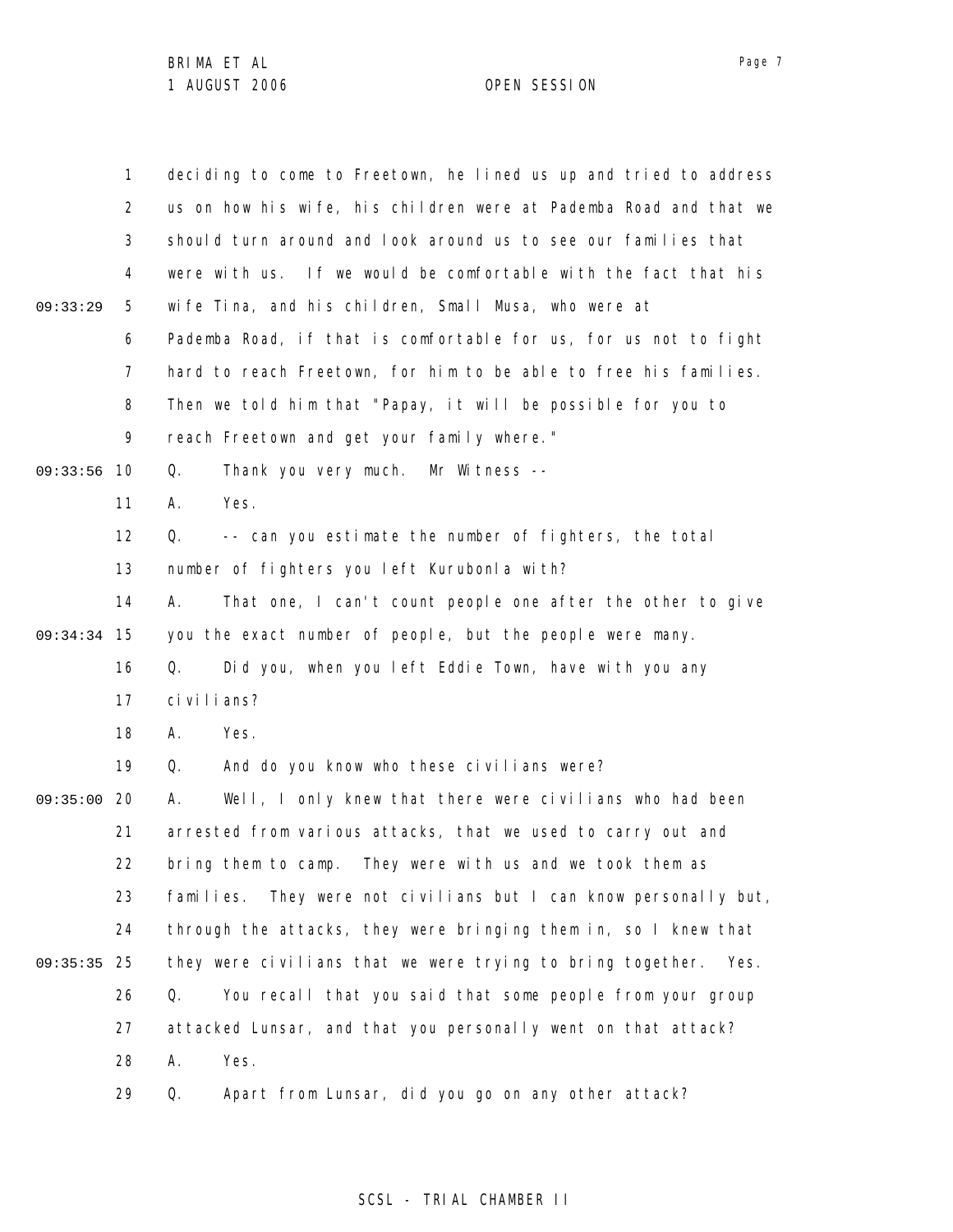deciding to come to Freetown, he lined us up and tried to address us on how his wife, his children were at Pademba Road and that we should turn around and look around us to see our families that were with us. If we would be comfortable with the fact that his wife Tina, and his children, Small Musa, who were at Pademba Road, if that is comfortable for us, for us not to fight hard to reach Freetown, for him to be able to free his families. Then we told him that "Papay, it will be possible for you to reach Freetown and get your family where."

Q. Thank you very much. Mr Witness --

A. Yes.

Q. -- can you estimate the number of fighters, the total number of fighters you left Kurubonla with?

A. That one, I can't count people one after the other to give you the exact number of people, but the people were many.

Q. Did you, when you left Eddie Town, have with you any civilians?

A. Yes.

Q. And do you know who these civilians were?

A. Well, I only knew that there were civilians who had been arrested from various attacks, that we used to carry out and bring them to camp. They were with us and we took them as families. They were not civilians but I can know personally but, through the attacks, they were bringing them in, so I knew that they were civilians that we were trying to bring together. Yes.

Q. You recall that you said that some people from your group attacked Lunsar, and that you personally went on that attack?

A. Yes.

Q. Apart from Lunsar, did you go on any other attack?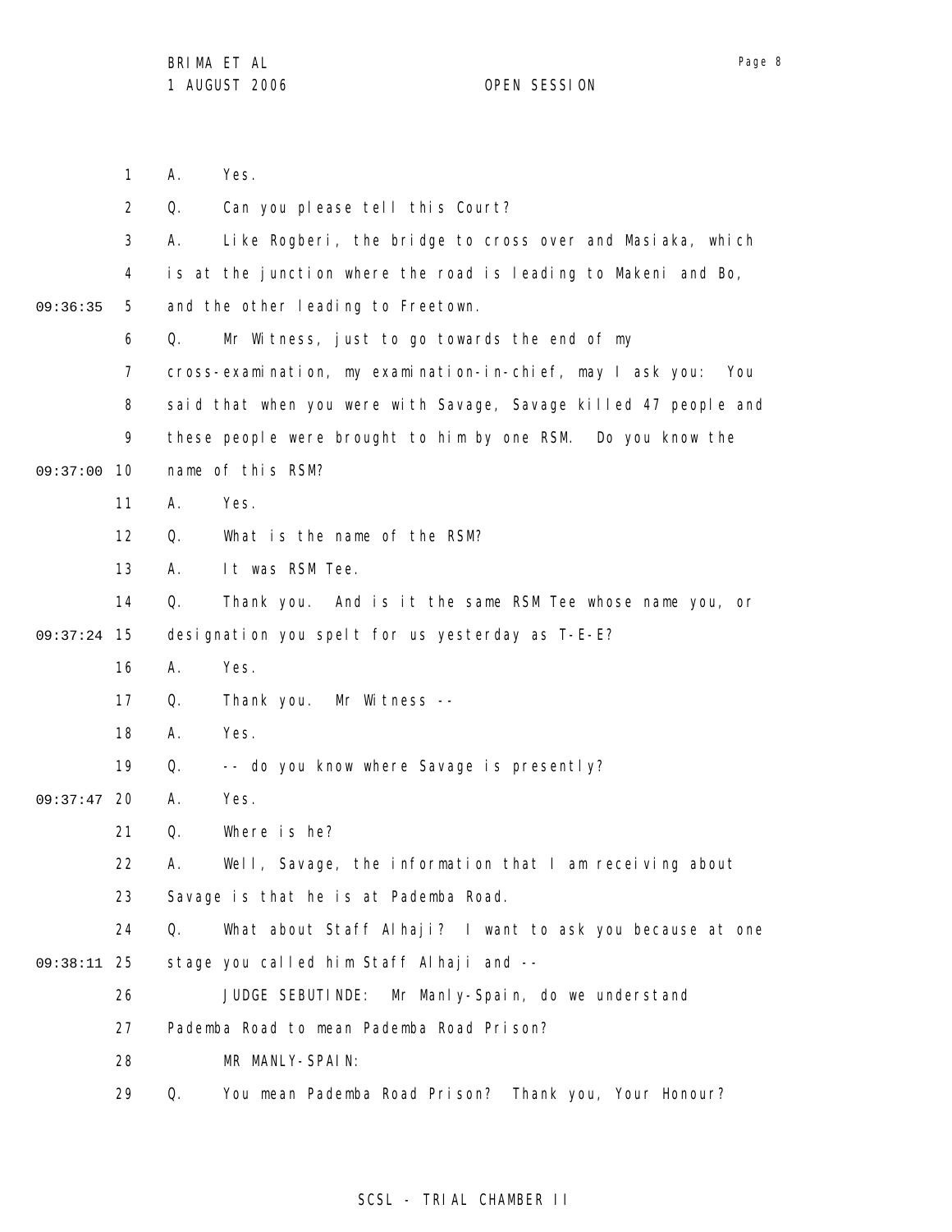A. Yes.

Q. Can you please tell this Court?

A. Like Rogberi, the bridge to cross over and Masiaka, which is at the junction where the road is leading to Makeni and Bo, and the other leading to Freetown.

Q. Mr Witness, just to go towards the end of my cross-examination, my examination-in-chief, may I ask you: You said that when you were with Savage, Savage killed 47 people and these people were brought to him by one RSM. Do you know the name of this RSM?

A. Yes.

Q. What is the name of the RSM?

A. It was RSM Tee.

Q. Thank you. And is it the same RSM Tee whose name you, or designation you spelt for us yesterday as T-E-E?

A. Yes.

Q. Thank you. Mr Witness --

A. Yes.

Q. -- do you know where Savage is presently?

A. Yes.

Q. Where is he?

A. Well, Savage, the information that I am receiving about Savage is that he is at Pademba Road.

Q. What about Staff Alhaji? I want to ask you because at one stage you called him Staff Alhaji and --

JUDGE SEBUTINDE: Mr Manly-Spain, do we understand Pademba Road to mean Pademba Road Prison?

MR MANLY-SPAIN:

Q. You mean Pademba Road Prison? Thank you, Your Honour?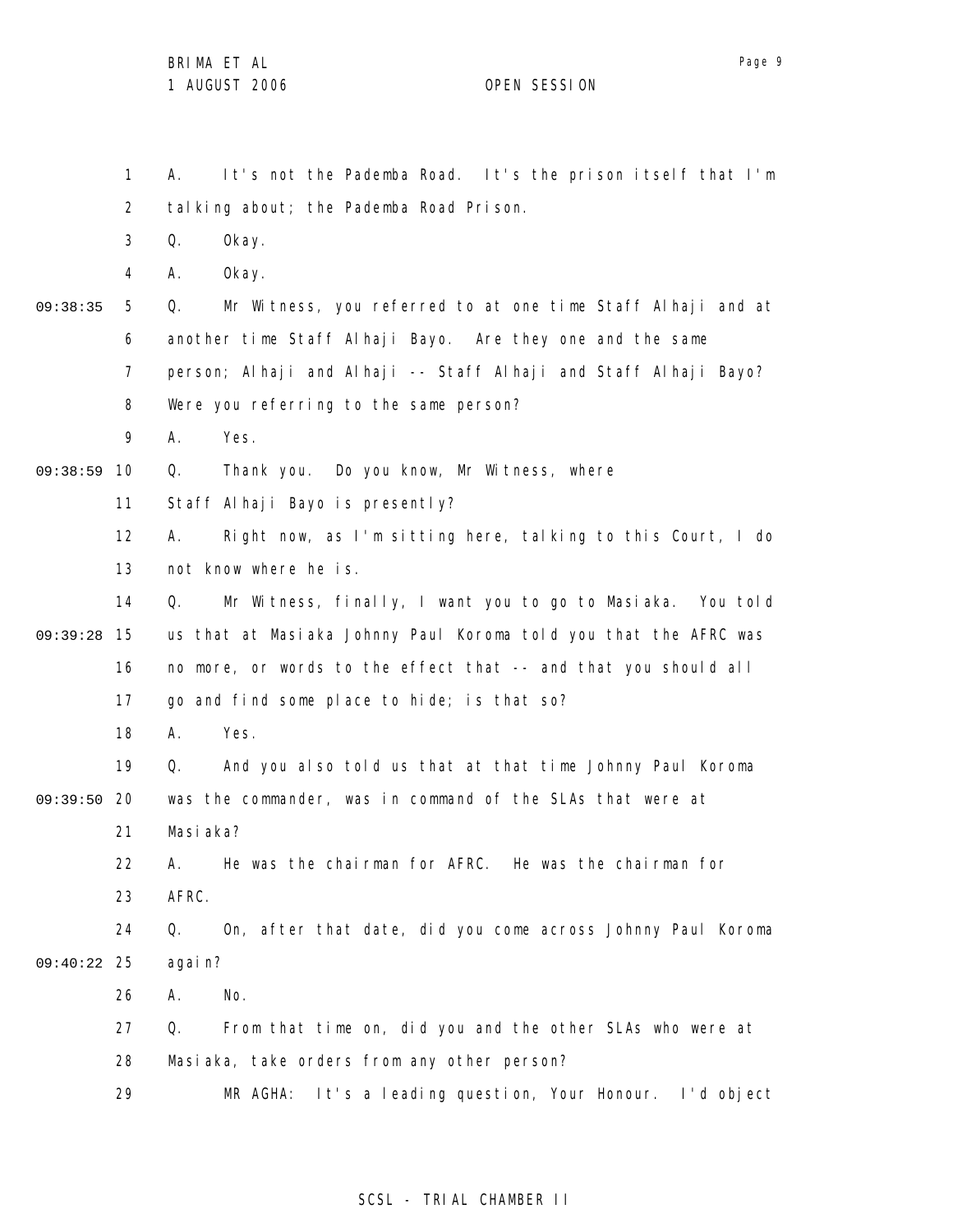A. It's not the Pademba Road. It's the prison itself that I'm talking about; the Pademba Road Prison.

Q. Okay.

A. Okay.

Q. Mr Witness, you referred to at one time Staff Alhaji and at another time Staff Alhaji Bayo. Are they one and the same person; Alhaji and Alhaji -- Staff Alhaji and Staff Alhaji Bayo? Were you referring to the same person?

A. Yes.

Q. Thank you. Do you know, Mr Witness, where Staff Alhaji Bayo is presently?

A. Right now, as I'm sitting here, talking to this Court, I do not know where he is.

Q. Mr Witness, finally, I want you to go to Masiaka. You told us that at Masiaka Johnny Paul Koroma told you that the AFRC was no more, or words to the effect that -- and that you should all go and find some place to hide; is that so?

A. Yes.

Q. And you also told us that at that time Johnny Paul Koroma was the commander, was in command of the SLAs that were at Masiaka?

A. He was the chairman for AFRC. He was the chairman for AFRC.

Q. On, after that date, did you come across Johnny Paul Koroma again?

A. No.

Q. From that time on, did you and the other SLAs who were at Masiaka, take orders from any other person?

MR AGHA: It's a leading question, Your Honour. I'd object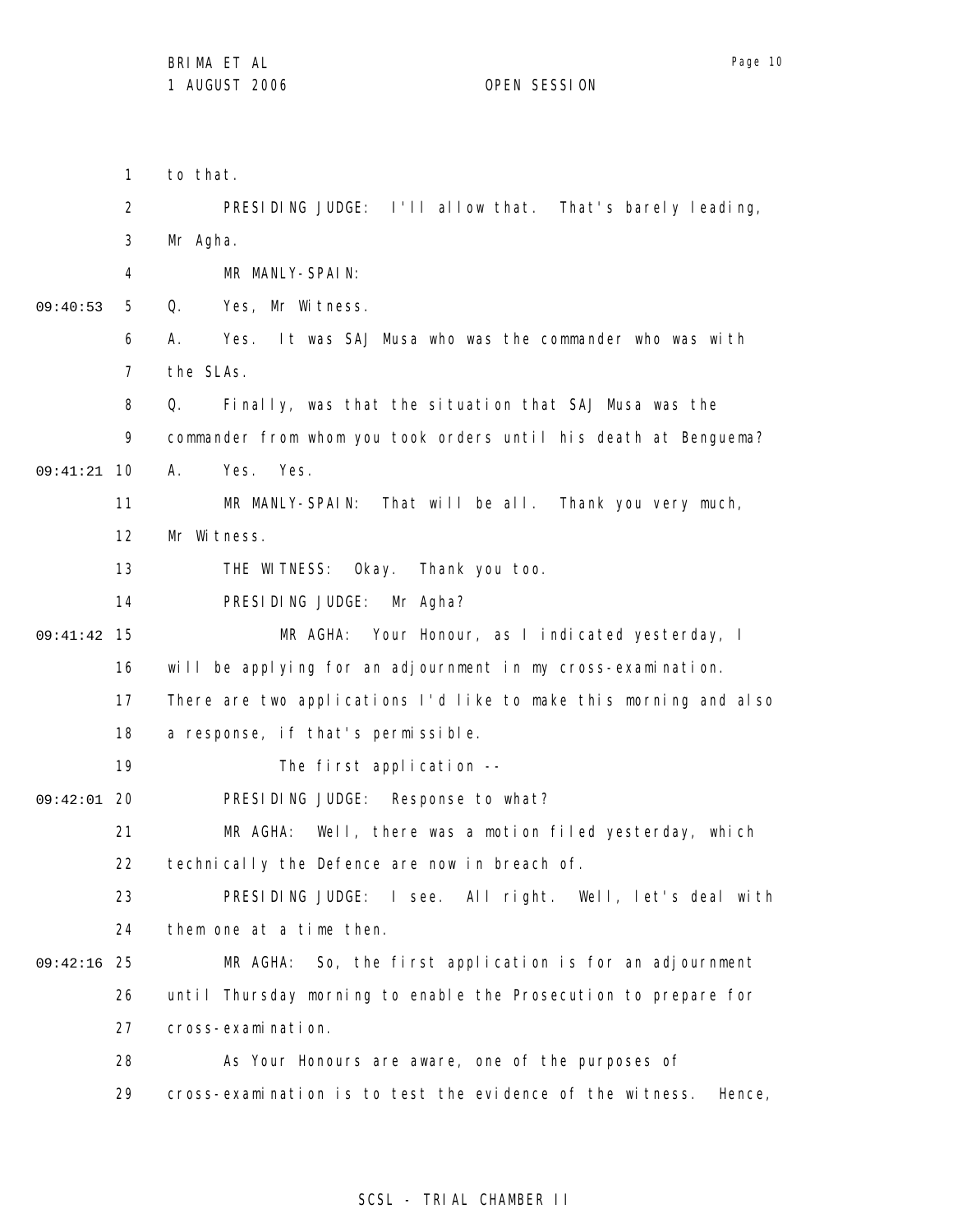to that.

PRESIDING JUDGE: I'll allow that. That's barely leading, Mr Agha.

MR MANLY-SPAIN:

Q. Yes, Mr Witness.

A. Yes. It was SAJ Musa who was the commander who was with the SLAs.

Q. Finally, was that the situation that SAJ Musa was the commander from whom you took orders until his death at Benguema?

A. Yes. Yes.

MR MANLY-SPAIN: That will be all. Thank you very much, Mr Witness.

THE WITNESS: Okay. Thank you too.

PRESIDING JUDGE: Mr Agha?

MR AGHA: Your Honour, as I indicated yesterday, I will be applying for an adjournment in my cross-examination. There are two applications I'd like to make this morning and also a response, if that's permissible.

The first application --

PRESIDING JUDGE: Response to what?

MR AGHA: Well, there was a motion filed yesterday, which technically the Defence are now in breach of.

PRESIDING JUDGE: I see. All right. Well, let's deal with them one at a time then.

MR AGHA: So, the first application is for an adjournment until Thursday morning to enable the Prosecution to prepare for cross-examination.

As Your Honours are aware, one of the purposes of cross-examination is to test the evidence of the witness. Hence,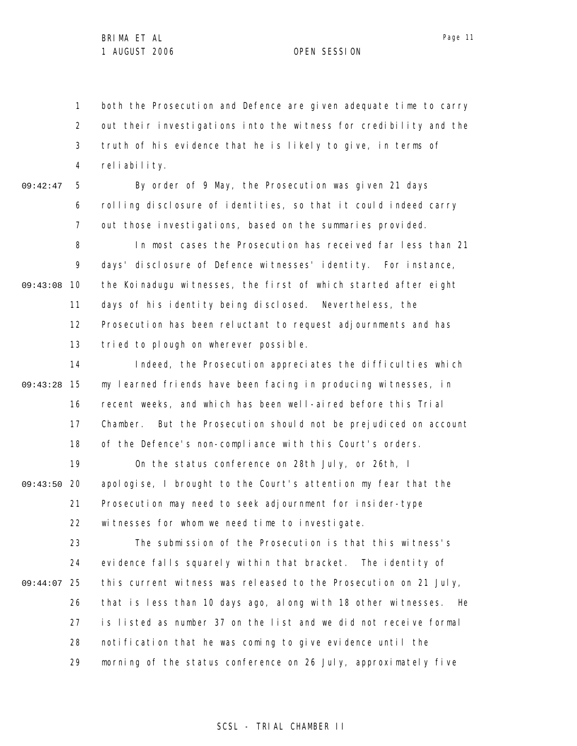both the Prosecution and Defence are given adequate time to carry out their investigations into the witness for credibility and the truth of his evidence that he is likely to give, in terms of reliability.

By order of 9 May, the Prosecution was given 21 days rolling disclosure of identities, so that it could indeed carry out those investigations, based on the summaries provided.

In most cases the Prosecution has received far less than 21 days' disclosure of Defence witnesses' identity. For instance, the Koinadugu witnesses, the first of which started after eight days of his identity being disclosed. Nevertheless, the Prosecution has been reluctant to request adjournments and has tried to plough on wherever possible.

Indeed, the Prosecution appreciates the difficulties which my learned friends have been facing in producing witnesses, in recent weeks, and which has been well-aired before this Trial Chamber. But the Prosecution should not be prejudiced on account of the Defence's non-compliance with this Court's orders.

On the status conference on 28th July, or 26th, I apologise, I brought to the Court's attention my fear that the Prosecution may need to seek adjournment for insider-type witnesses for whom we need time to investigate.

The submission of the Prosecution is that this witness's evidence falls squarely within that bracket. The identity of this current witness was released to the Prosecution on 21 July, that is less than 10 days ago, along with 18 other witnesses. He is listed as number 37 on the list and we did not receive formal notification that he was coming to give evidence until the morning of the status conference on 26 July, approximately five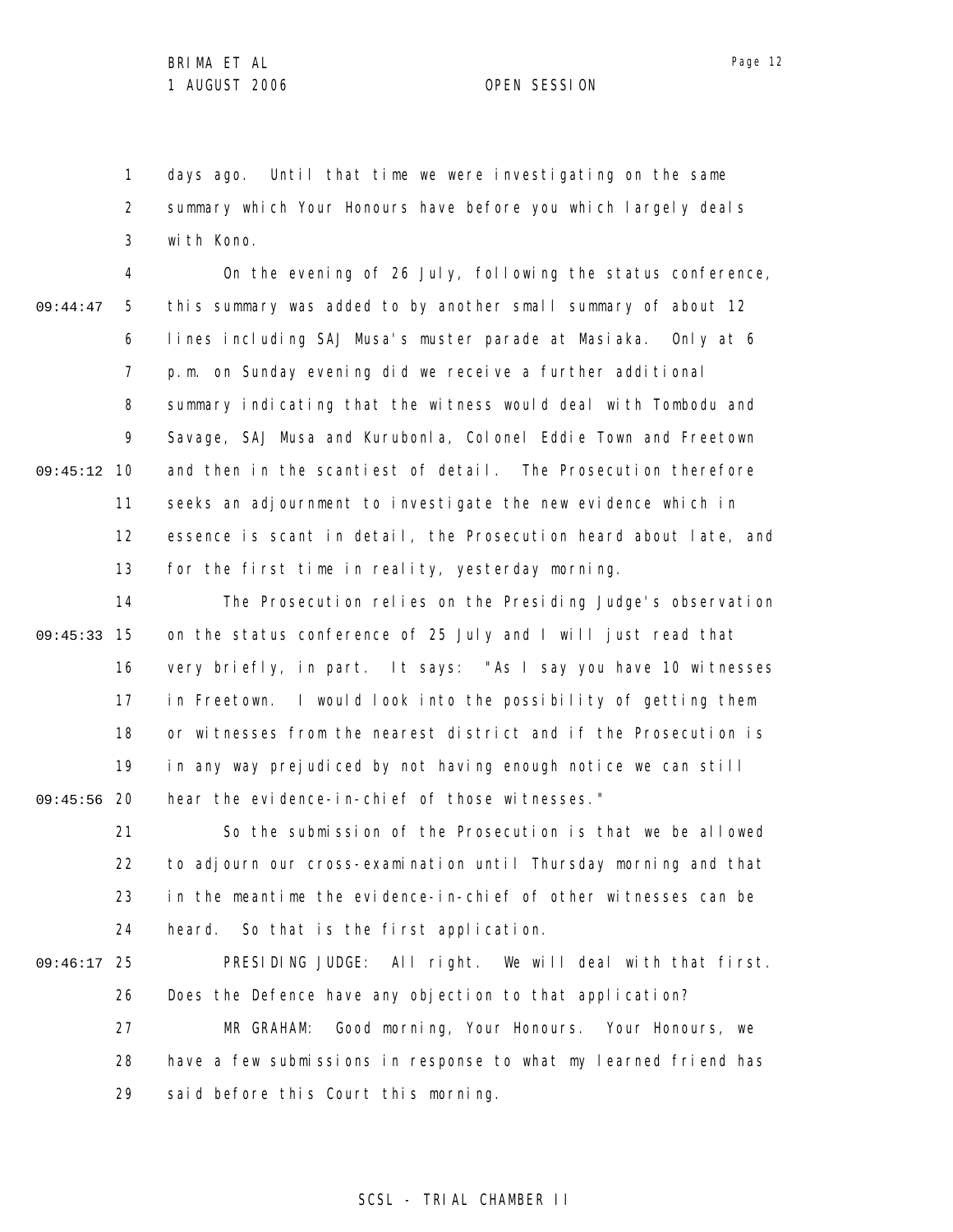days ago. Until that time we were investigating on the same summary which Your Honours have before you which largely deals with Kono.

On the evening of 26 July, following the status conference, this summary was added to by another small summary of about 12 lines including SAJ Musa's muster parade at Masiaka. Only at 6 p.m. on Sunday evening did we receive a further additional summary indicating that the witness would deal with Tombodu and Savage, SAJ Musa and Kurubonla, Colonel Eddie Town and Freetown and then in the scantiest of detail. The Prosecution therefore seeks an adjournment to investigate the new evidence which in essence is scant in detail, the Prosecution heard about late, and for the first time in reality, yesterday morning.

The Prosecution relies on the Presiding Judge's observation on the status conference of 25 July and I will just read that very briefly, in part. It says: "As I say you have 10 witnesses in Freetown. I would look into the possibility of getting them or witnesses from the nearest district and if the Prosecution is in any way prejudiced by not having enough notice we can still hear the evidence-in-chief of those witnesses."

So the submission of the Prosecution is that we be allowed to adjourn our cross-examination until Thursday morning and that in the meantime the evidence-in-chief of other witnesses can be heard. So that is the first application.

PRESIDING JUDGE: All right. We will deal with that first. Does the Defence have any objection to that application?

MR GRAHAM: Good morning, Your Honours. Your Honours, we have a few submissions in response to what my learned friend has said before this Court this morning.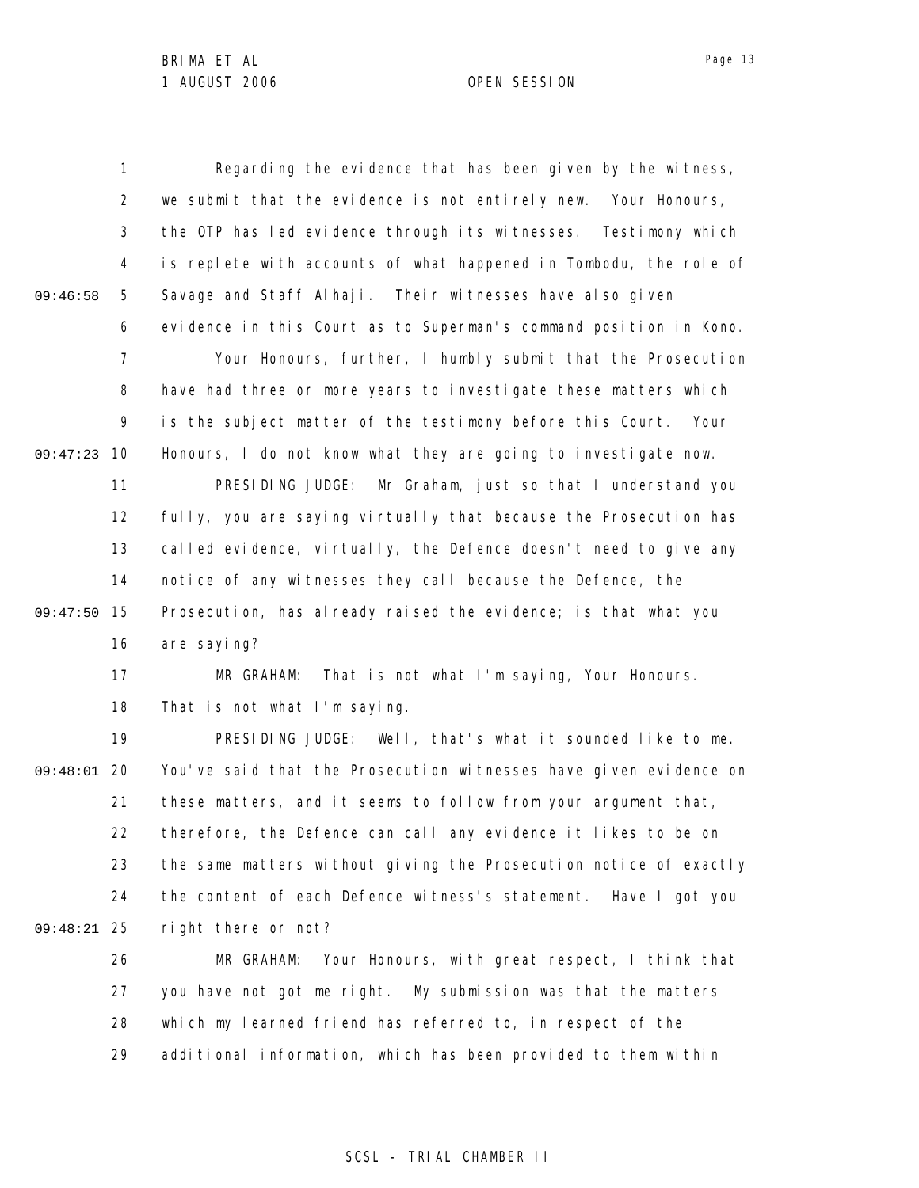Regarding the evidence that has been given by the witness, we submit that the evidence is not entirely new. Your Honours, the OTP has led evidence through its witnesses. Testimony which is replete with accounts of what happened in Tombodu, the role of Savage and Staff Alhaji. Their witnesses have also given evidence in this Court as to Superman's command position in Kono.

Your Honours, further, I humbly submit that the Prosecution have had three or more years to investigate these matters which is the subject matter of the testimony before this Court. Your Honours, I do not know what they are going to investigate now.

PRESIDING JUDGE: Mr Graham, just so that I understand you fully, you are saying virtually that because the Prosecution has called evidence, virtually, the Defence doesn't need to give any notice of any witnesses they call because the Defence, the Prosecution, has already raised the evidence; is that what you are saying?

MR GRAHAM: That is not what I'm saying, Your Honours. That is not what I'm saying.

PRESIDING JUDGE: Well, that's what it sounded like to me. You've said that the Prosecution witnesses have given evidence on these matters, and it seems to follow from your argument that, therefore, the Defence can call any evidence it likes to be on the same matters without giving the Prosecution notice of exactly the content of each Defence witness's statement. Have I got you right there or not?

MR GRAHAM: Your Honours, with great respect, I think that you have not got me right. My submission was that the matters which my learned friend has referred to, in respect of the additional information, which has been provided to them within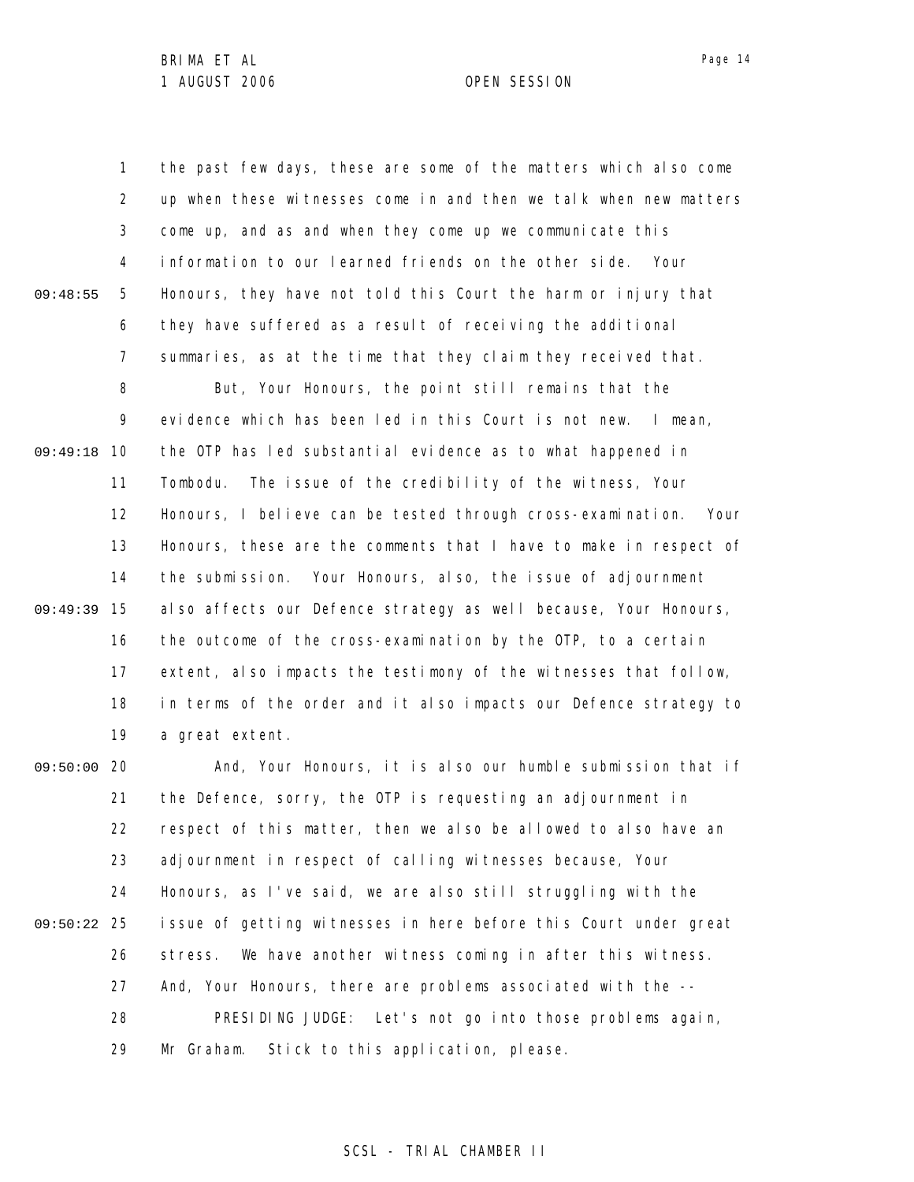the past few days, these are some of the matters which also come up when these witnesses come in and then we talk when new matters come up, and as and when they come up we communicate this information to our learned friends on the other side. Your Honours, they have not told this Court the harm or injury that they have suffered as a result of receiving the additional summaries, as at the time that they claim they received that.

But, Your Honours, the point still remains that the evidence which has been led in this Court is not new. I mean, the OTP has led substantial evidence as to what happened in Tombodu. The issue of the credibility of the witness, Your Honours, I believe can be tested through cross-examination. Your Honours, these are the comments that I have to make in respect of the submission. Your Honours, also, the issue of adjournment also affects our Defence strategy as well because, Your Honours, the outcome of the cross-examination by the OTP, to a certain extent, also impacts the testimony of the witnesses that follow, in terms of the order and it also impacts our Defence strategy to a great extent.

And, Your Honours, it is also our humble submission that if the Defence, sorry, the OTP is requesting an adjournment in respect of this matter, then we also be allowed to also have an adjournment in respect of calling witnesses because, Your Honours, as I've said, we are also still struggling with the issue of getting witnesses in here before this Court under great stress. We have another witness coming in after this witness. And, Your Honours, there are problems associated with the --

PRESIDING JUDGE: Let's not go into those problems again, Mr Graham. Stick to this application, please.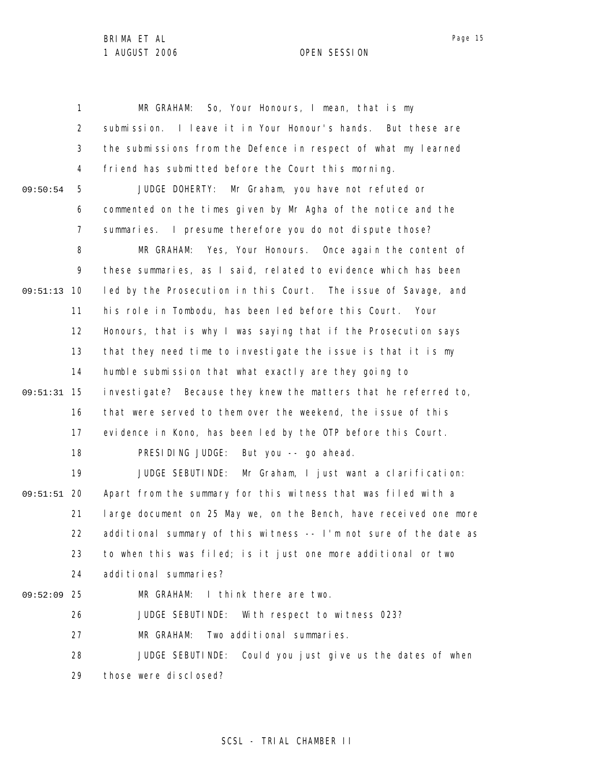MR GRAHAM: So, Your Honours, I mean, that is my submission. I leave it in Your Honour's hands. But these are the submissions from the Defence in respect of what my learned friend has submitted before the Court this morning.

JUDGE DOHERTY: Mr Graham, you have not refuted or commented on the times given by Mr Agha of the notice and the summaries. I presume therefore you do not dispute those?

MR GRAHAM: Yes, Your Honours. Once again the content of these summaries, as I said, related to evidence which has been led by the Prosecution in this Court. The issue of Savage, and his role in Tombodu, has been led before this Court. Your Honours, that is why I was saying that if the Prosecution says that they need time to investigate the issue is that it is my humble submission that what exactly are they going to investigate? Because they knew the matters that he referred to, that were served to them over the weekend, the issue of this evidence in Kono, has been led by the OTP before this Court.

PRESIDING JUDGE: But you -- go ahead.

JUDGE SEBUTINDE: Mr Graham, I just want a clarification: Apart from the summary for this witness that was filed with a large document on 25 May we, on the Bench, have received one more additional summary of this witness -- I'm not sure of the date as to when this was filed; is it just one more additional or two additional summaries?

MR GRAHAM: I think there are two.

JUDGE SEBUTINDE: With respect to witness 023?

MR GRAHAM: Two additional summaries.

JUDGE SEBUTINDE: Could you just give us the dates of when those were disclosed?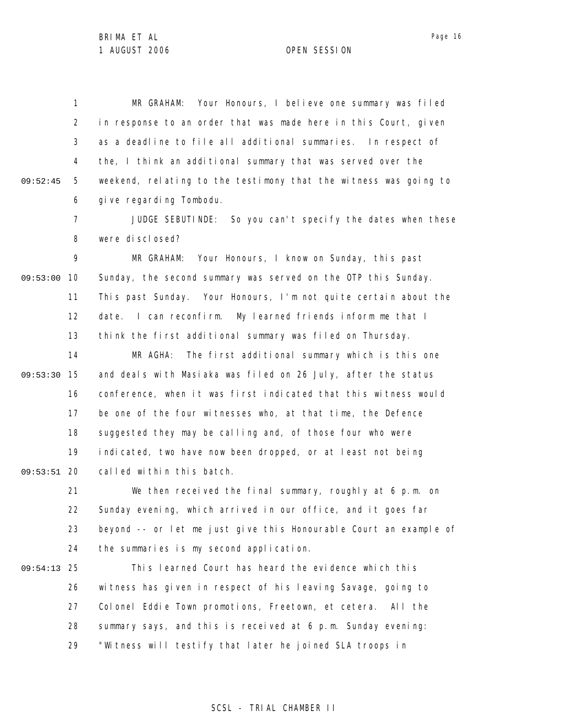MR GRAHAM: Your Honours, I believe one summary was filed in response to an order that was made here in this Court, given as a deadline to file all additional summaries. In respect of the, I think an additional summary that was served over the weekend, relating to the testimony that the witness was going to give regarding Tombodu.

JUDGE SEBUTINDE: So you can't specify the dates when these were disclosed?

MR GRAHAM: Your Honours, I know on Sunday, this past Sunday, the second summary was served on the OTP this Sunday. This past Sunday. Your Honours, I'm not quite certain about the date. I can reconfirm. My learned friends inform me that I think the first additional summary was filed on Thursday.

MR AGHA: The first additional summary which is this one and deals with Masiaka was filed on 26 July, after the status conference, when it was first indicated that this witness would be one of the four witnesses who, at that time, the Defence suggested they may be calling and, of those four who were indicated, two have now been dropped, or at least not being called within this batch.

We then received the final summary, roughly at 6 p.m. on Sunday evening, which arrived in our office, and it goes far beyond -- or let me just give this Honourable Court an example of the summaries is my second application.

This learned Court has heard the evidence which this witness has given in respect of his leaving Savage, going to Colonel Eddie Town promotions, Freetown, et cetera. All the summary says, and this is received at 6 p.m. Sunday evening: "Witness will testify that later he joined SLA troops in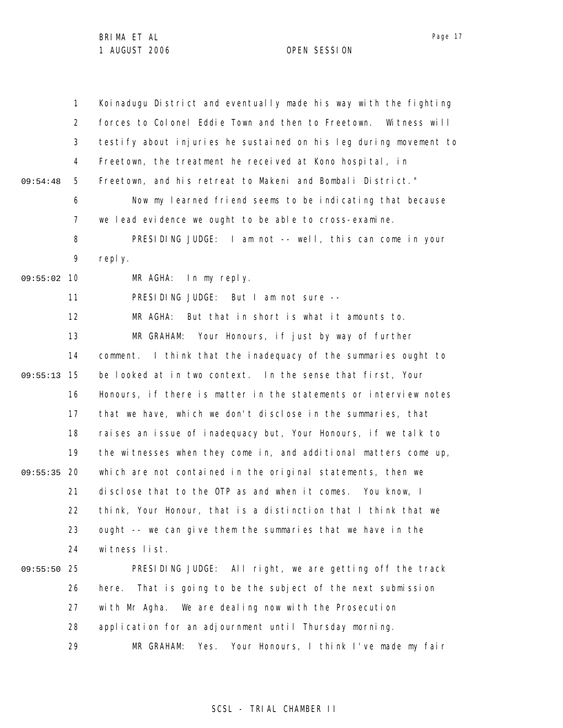Koinadugu District and eventually made his way with the fighting forces to Colonel Eddie Town and then to Freetown. Witness will testify about injuries he sustained on his leg during movement to Freetown, the treatment he received at Kono hospital, in Freetown, and his retreat to Makeni and Bombali District."

Now my learned friend seems to be indicating that because we lead evidence we ought to be able to cross-examine.

PRESIDING JUDGE: I am not -- well, this can come in your reply.

MR AGHA: In my reply.

PRESIDING JUDGE: But I am not sure --

MR AGHA: But that in short is what it amounts to.

MR GRAHAM: Your Honours, if just by way of further comment. I think that the inadequacy of the summaries ought to be looked at in two context. In the sense that first, Your Honours, if there is matter in the statements or interview notes that we have, which we don't disclose in the summaries, that raises an issue of inadequacy but, Your Honours, if we talk to the witnesses when they come in, and additional matters come up, which are not contained in the original statements, then we disclose that to the OTP as and when it comes. You know, I think, Your Honour, that is a distinction that I think that we ought -- we can give them the summaries that we have in the witness list.

PRESIDING JUDGE: All right, we are getting off the track here. That is going to be the subject of the next submission with Mr Agha. We are dealing now with the Prosecution application for an adjournment until Thursday morning.

MR GRAHAM: Yes. Your Honours, I think I've made my fair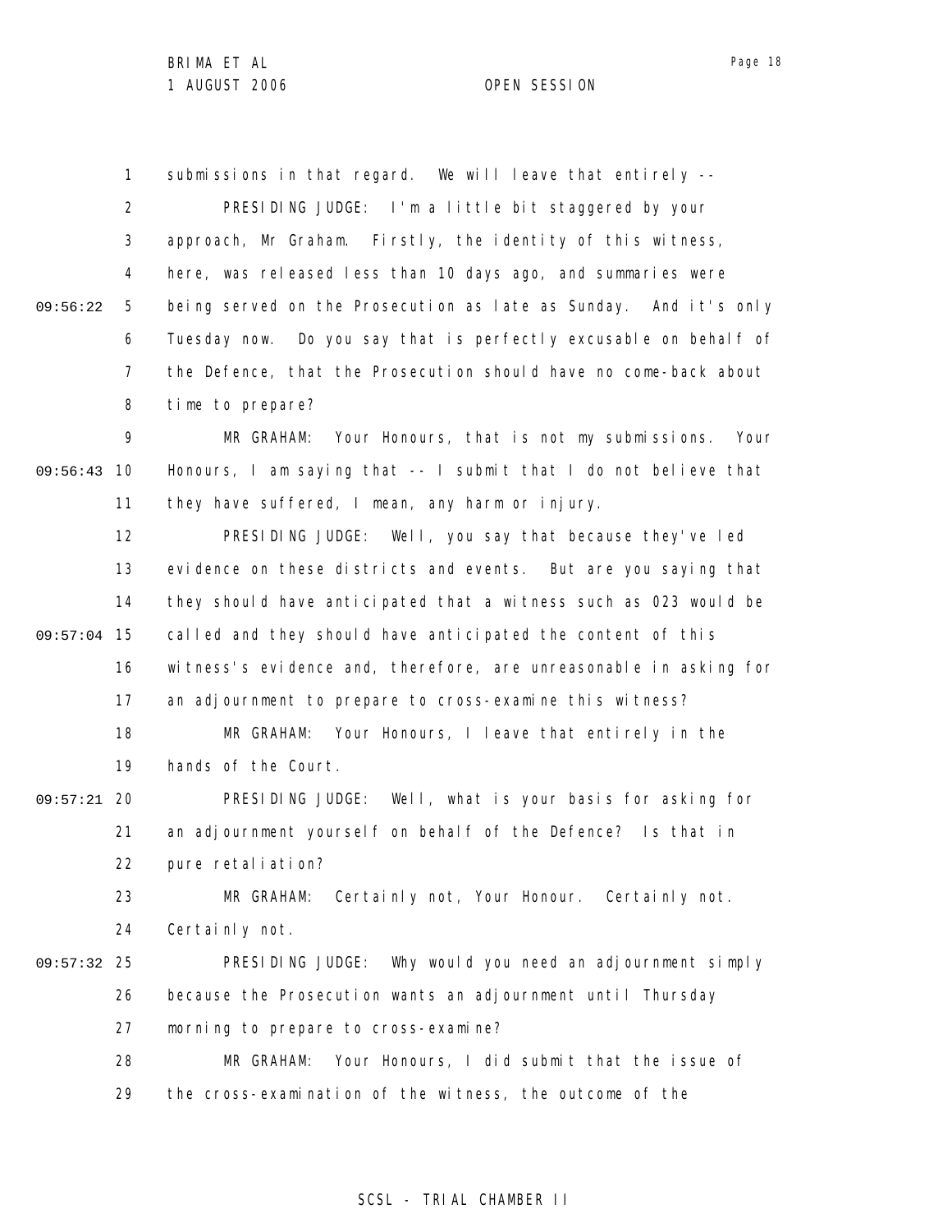submissions in that regard. We will leave that entirely --

PRESIDING JUDGE: I'm a little bit staggered by your approach, Mr Graham. Firstly, the identity of this witness, here, was released less than 10 days ago, and summaries were being served on the Prosecution as late as Sunday. And it's only Tuesday now. Do you say that is perfectly excusable on behalf of the Defence, that the Prosecution should have no come-back about time to prepare?

MR GRAHAM: Your Honours, that is not my submissions. Your Honours, I am saying that -- I submit that I do not believe that they have suffered, I mean, any harm or injury.

PRESIDING JUDGE: Well, you say that because they've led evidence on these districts and events. But are you saying that they should have anticipated that a witness such as 023 would be called and they should have anticipated the content of this witness's evidence and, therefore, are unreasonable in asking for an adjournment to prepare to cross-examine this witness?

MR GRAHAM: Your Honours, I leave that entirely in the hands of the Court.

PRESIDING JUDGE: Well, what is your basis for asking for an adjournment yourself on behalf of the Defence? Is that in pure retaliation?

MR GRAHAM: Certainly not, Your Honour. Certainly not. Certainly not.

PRESIDING JUDGE: Why would you need an adjournment simply because the Prosecution wants an adjournment until Thursday morning to prepare to cross-examine?

MR GRAHAM: Your Honours, I did submit that the issue of the cross-examination of the witness, the outcome of the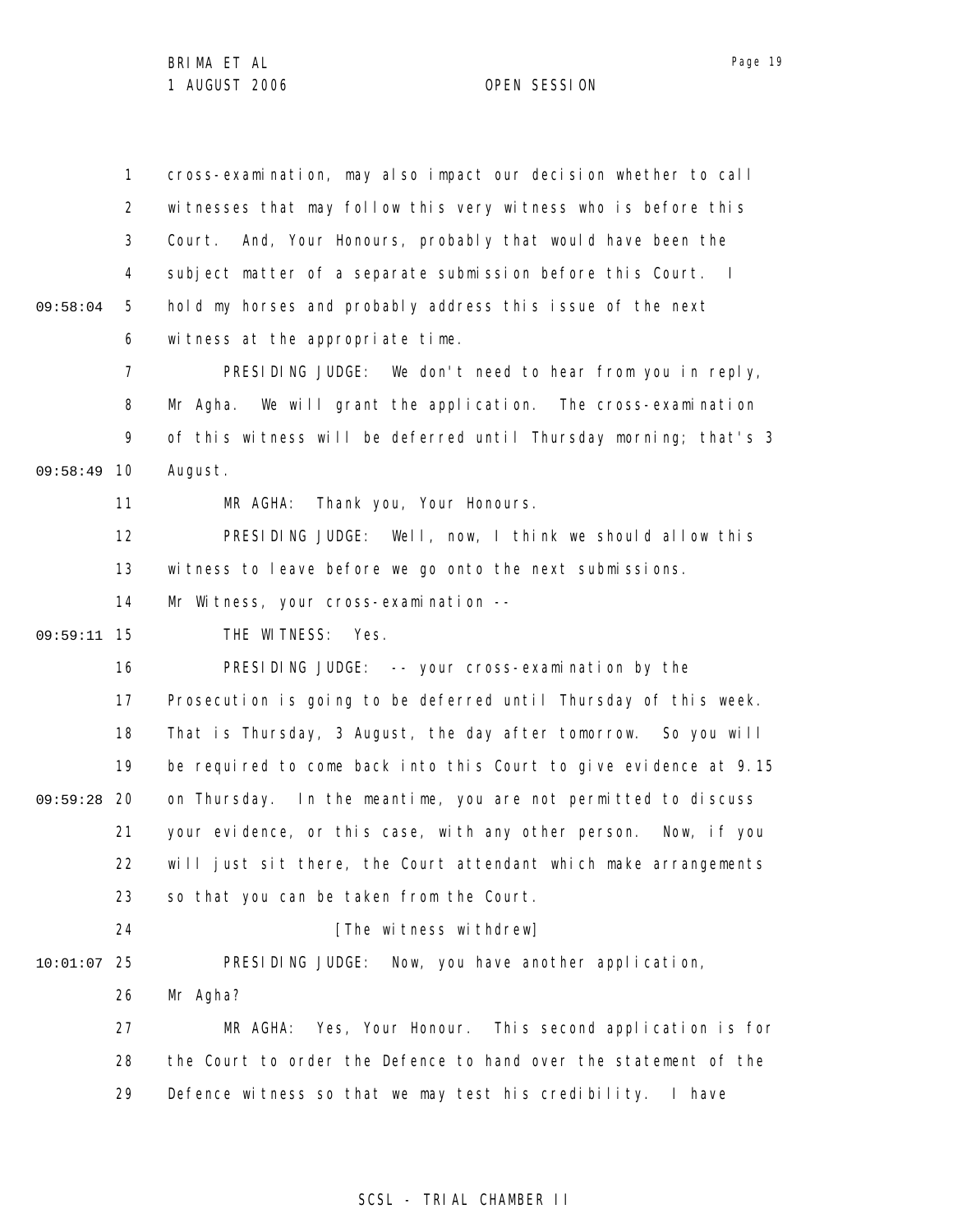cross-examination, may also impact our decision whether to call witnesses that may follow this very witness who is before this Court. And, Your Honours, probably that would have been the subject matter of a separate submission before this Court. I hold my horses and probably address this issue of the next witness at the appropriate time.

PRESIDING JUDGE: We don't need to hear from you in reply, Mr Agha. We will grant the application. The cross-examination of this witness will be deferred until Thursday morning; that's 3 August.

MR AGHA: Thank you, Your Honours.

PRESIDING JUDGE: Well, now, I think we should allow this witness to leave before we go onto the next submissions. Mr Witness, your cross-examination --

THE WITNESS: Yes.

PRESIDING JUDGE: -- your cross-examination by the Prosecution is going to be deferred until Thursday of this week. That is Thursday, 3 August, the day after tomorrow. So you will be required to come back into this Court to give evidence at 9.15 on Thursday. In the meantime, you are not permitted to discuss your evidence, or this case, with any other person. Now, if you will just sit there, the Court attendant which make arrangements so that you can be taken from the Court.

[The witness withdrew]

PRESIDING JUDGE: Now, you have another application, Mr Agha?

MR AGHA: Yes, Your Honour. This second application is for the Court to order the Defence to hand over the statement of the Defence witness so that we may test his credibility. I have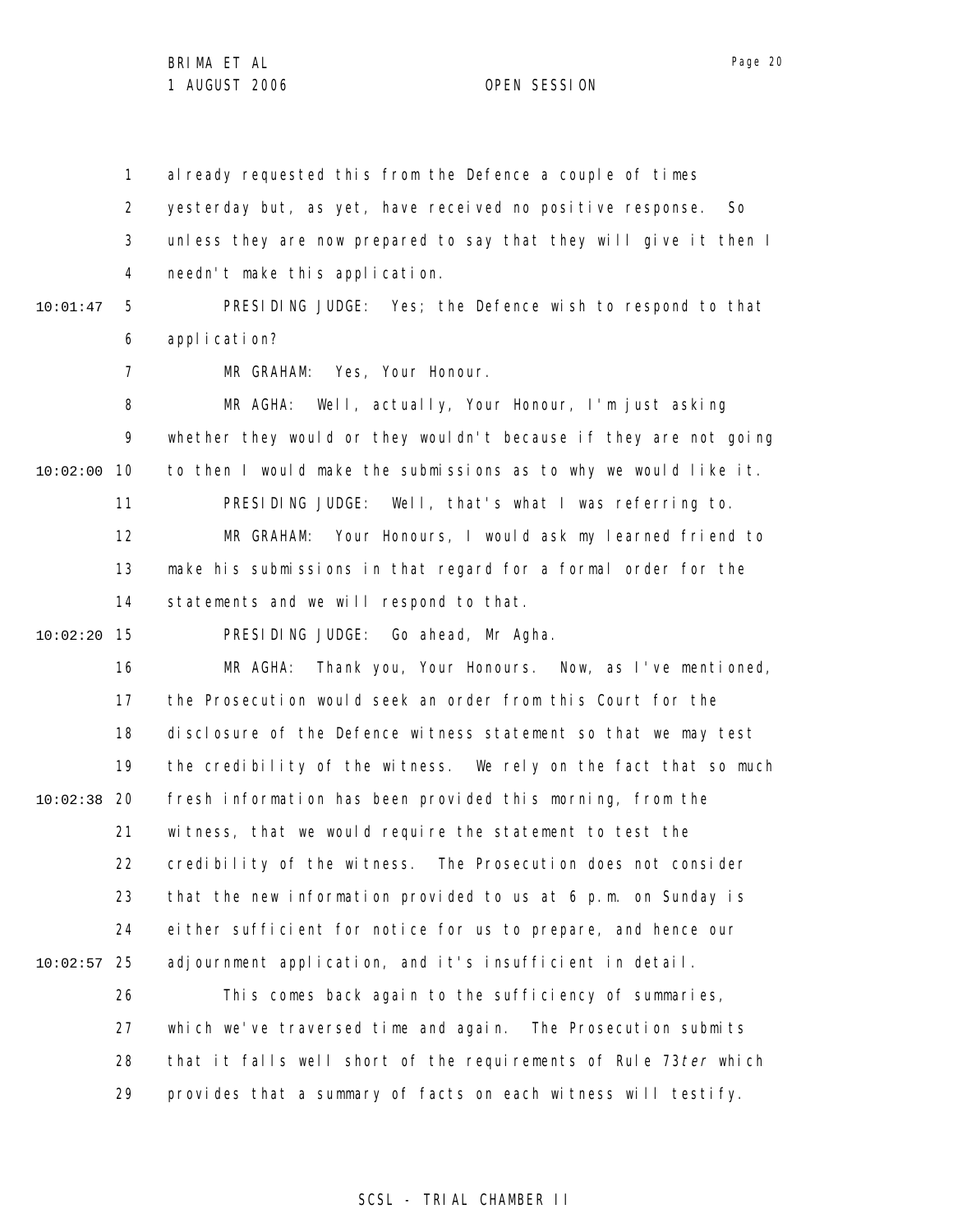already requested this from the Defence a couple of times yesterday but, as yet, have received no positive response. So unless they are now prepared to say that they will give it then I needn't make this application.

PRESIDING JUDGE: Yes; the Defence wish to respond to that application?

MR GRAHAM: Yes, Your Honour.

MR AGHA: Well, actually, Your Honour, I'm just asking whether they would or they wouldn't because if they are not going to then I would make the submissions as to why we would like it.

PRESIDING JUDGE: Well, that's what I was referring to.

MR GRAHAM: Your Honours, I would ask my learned friend to make his submissions in that regard for a formal order for the statements and we will respond to that.

PRESIDING JUDGE: Go ahead, Mr Agha.

MR AGHA: Thank you, Your Honours. Now, as I've mentioned, the Prosecution would seek an order from this Court for the disclosure of the Defence witness statement so that we may test the credibility of the witness. We rely on the fact that so much fresh information has been provided this morning, from the witness, that we would require the statement to test the credibility of the witness. The Prosecution does not consider that the new information provided to us at 6 p.m. on Sunday is either sufficient for notice for us to prepare, and hence our adjournment application, and it's insufficient in detail.

This comes back again to the sufficiency of summaries, which we've traversed time and again. The Prosecution submits that it falls well short of the requirements of Rule 73*ter* which provides that a summary of facts on each witness will testify.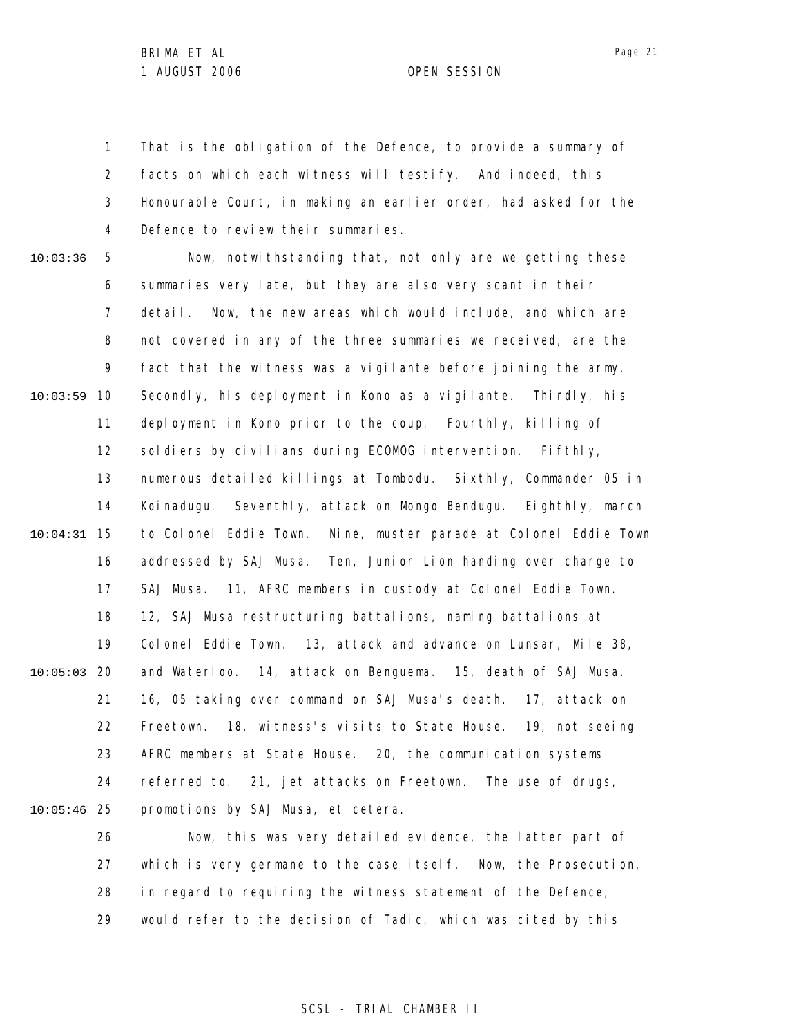That is the obligation of the Defence, to provide a summary of facts on which each witness will testify. And indeed, this Honourable Court, in making an earlier order, had asked for the Defence to review their summaries.

Now, notwithstanding that, not only are we getting these summaries very late, but they are also very scant in their detail. Now, the new areas which would include, and which are not covered in any of the three summaries we received, are the fact that the witness was a vigilante before joining the army. Secondly, his deployment in Kono as a vigilante. Thirdly, his deployment in Kono prior to the coup. Fourthly, killing of soldiers by civilians during ECOMOG intervention. Fifthly, numerous detailed killings at Tombodu. Sixthly, Commander 05 in Koinadugu. Seventhly, attack on Mongo Bendugu. Eighthly, march to Colonel Eddie Town. Nine, muster parade at Colonel Eddie Town addressed by SAJ Musa. Ten, Junior Lion handing over charge to SAJ Musa. 11, AFRC members in custody at Colonel Eddie Town. 12, SAJ Musa restructuring battalions, naming battalions at Colonel Eddie Town. 13, attack and advance on Lunsar, Mile 38, and Waterloo. 14, attack on Benguema. 15, death of SAJ Musa. 16, 05 taking over command on SAJ Musa's death. 17, attack on Freetown. 18, witness's visits to State House. 19, not seeing AFRC members at State House. 20, the communication systems referred to. 21, jet attacks on Freetown. The use of drugs, promotions by SAJ Musa, et cetera.

Now, this was very detailed evidence, the latter part of which is very germane to the case itself. Now, the Prosecution, in regard to requiring the witness statement of the Defence, would refer to the decision of Tadic, which was cited by this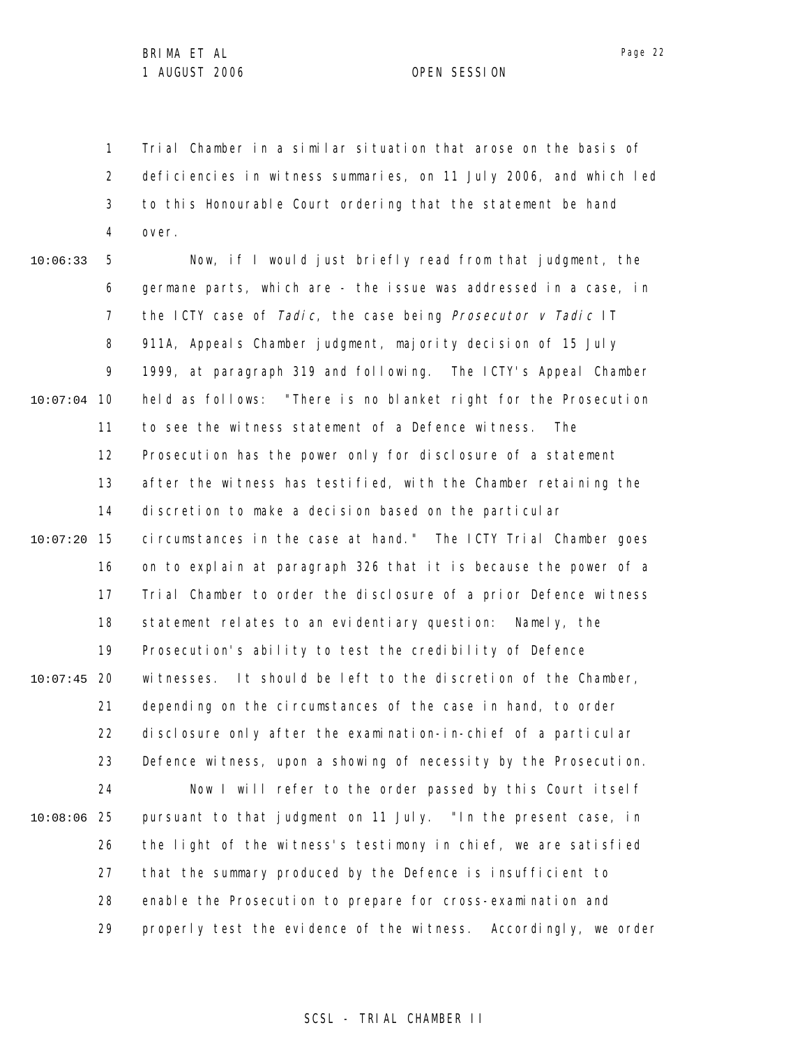Trial Chamber in a similar situation that arose on the basis of deficiencies in witness summaries, on 11 July 2006, and which led to this Honourable Court ordering that the statement be hand over.

Now, if I would just briefly read from that judgment, the germane parts, which are - the issue was addressed in a case, in the ICTY case of *Tadic*, the case being *Prosecutor v Tadic* IT 911A, Appeals Chamber judgment, majority decision of 15 July 1999, at paragraph 319 and following. The ICTY's Appeal Chamber held as follows: "There is no blanket right for the Prosecution to see the witness statement of a Defence witness. The Prosecution has the power only for disclosure of a statement after the witness has testified, with the Chamber retaining the discretion to make a decision based on the particular circumstances in the case at hand." The ICTY Trial Chamber goes on to explain at paragraph 326 that it is because the power of a Trial Chamber to order the disclosure of a prior Defence witness statement relates to an evidentiary question: Namely, the Prosecution's ability to test the credibility of Defence witnesses. It should be left to the discretion of the Chamber, depending on the circumstances of the case in hand, to order disclosure only after the examination-in-chief of a particular Defence witness, upon a showing of necessity by the Prosecution.

Now I will refer to the order passed by this Court itself pursuant to that judgment on 11 July. "In the present case, in the light of the witness's testimony in chief, we are satisfied that the summary produced by the Defence is insufficient to enable the Prosecution to prepare for cross-examination and properly test the evidence of the witness. Accordingly, we order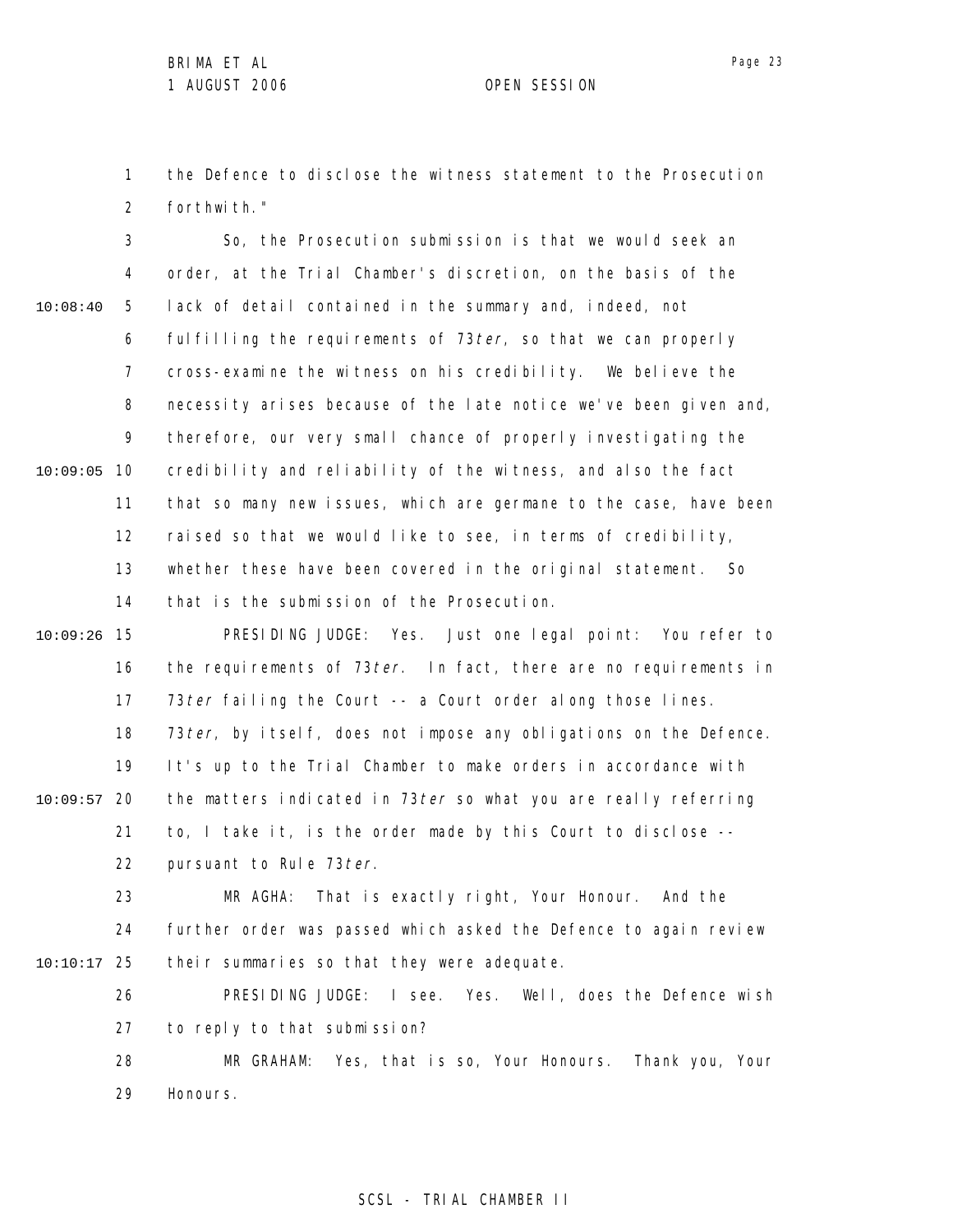the Defence to disclose the witness statement to the Prosecution forthwith."

So, the Prosecution submission is that we would seek an order, at the Trial Chamber's discretion, on the basis of the lack of detail contained in the summary and, indeed, not fulfilling the requirements of 73*ter*, so that we can properly cross-examine the witness on his credibility. We believe the necessity arises because of the late notice we've been given and, therefore, our very small chance of properly investigating the credibility and reliability of the witness, and also the fact that so many new issues, which are germane to the case, have been raised so that we would like to see, in terms of credibility, whether these have been covered in the original statement. So that is the submission of the Prosecution.

PRESIDING JUDGE: Yes. Just one legal point: You refer to the requirements of 73*ter*. In fact, there are no requirements in 73*ter* failing the Court -- a Court order along those lines. 73*ter*, by itself, does not impose any obligations on the Defence. It's up to the Trial Chamber to make orders in accordance with the matters indicated in 73*ter* so what you are really referring to, I take it, is the order made by this Court to disclose -- pursuant to Rule 73*ter*.

MR AGHA: That is exactly right, Your Honour. And the further order was passed which asked the Defence to again review their summaries so that they were adequate.

PRESIDING JUDGE: I see. Yes. Well, does the Defence wish to reply to that submission?

MR GRAHAM: Yes, that is so, Your Honours. Thank you, Your Honours.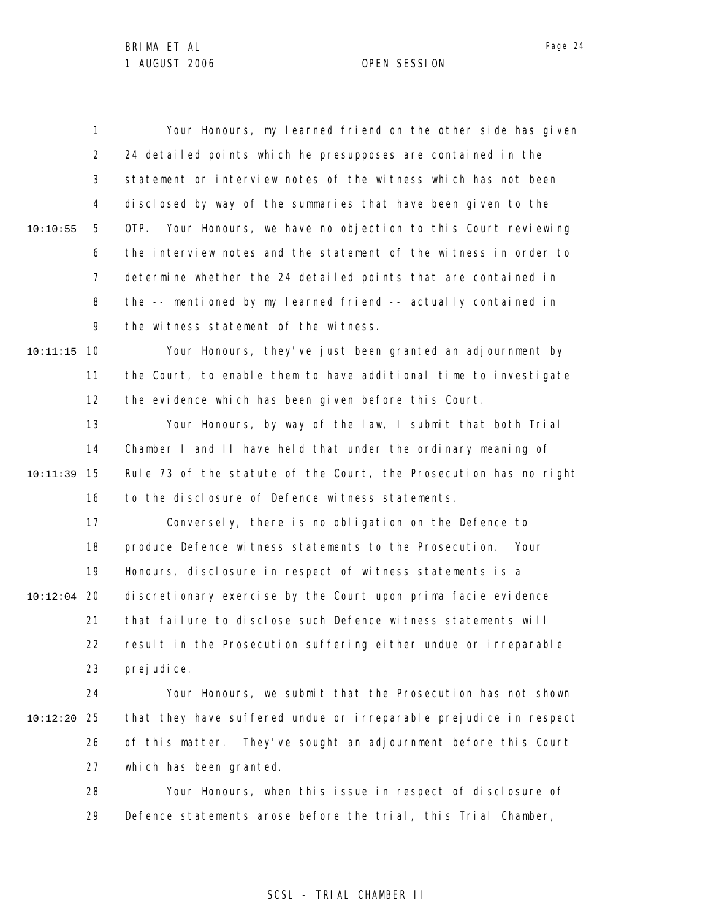Your Honours, my learned friend on the other side has given 24 detailed points which he presupposes are contained in the statement or interview notes of the witness which has not been disclosed by way of the summaries that have been given to the OTP. Your Honours, we have no objection to this Court reviewing the interview notes and the statement of the witness in order to determine whether the 24 detailed points that are contained in the -- mentioned by my learned friend -- actually contained in the witness statement of the witness.

Your Honours, they've just been granted an adjournment by the Court, to enable them to have additional time to investigate the evidence which has been given before this Court.

Your Honours, by way of the law, I submit that both Trial Chamber I and II have held that under the ordinary meaning of Rule 73 of the statute of the Court, the Prosecution has no right to the disclosure of Defence witness statements.

Conversely, there is no obligation on the Defence to produce Defence witness statements to the Prosecution. Your Honours, disclosure in respect of witness statements is a discretionary exercise by the Court upon prima facie evidence that failure to disclose such Defence witness statements will result in the Prosecution suffering either undue or irreparable prejudice.

Your Honours, we submit that the Prosecution has not shown that they have suffered undue or irreparable prejudice in respect of this matter. They've sought an adjournment before this Court which has been granted.

Your Honours, when this issue in respect of disclosure of Defence statements arose before the trial, this Trial Chamber,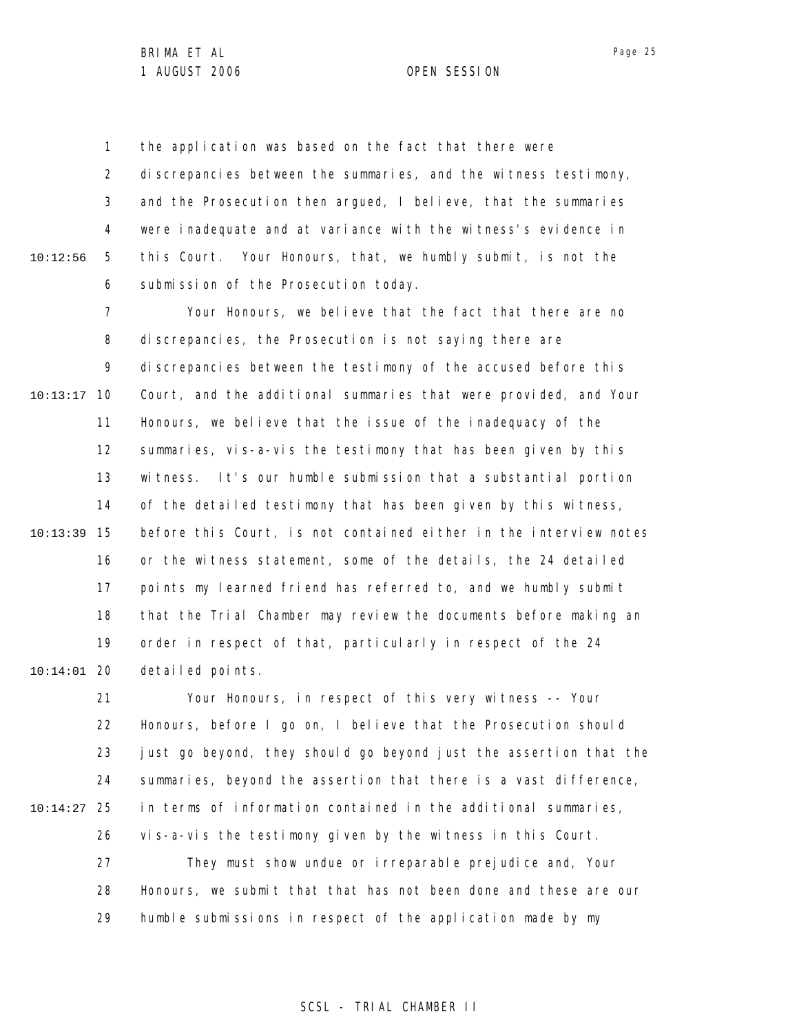the application was based on the fact that there were discrepancies between the summaries, and the witness testimony, and the Prosecution then argued, I believe, that the summaries were inadequate and at variance with the witness's evidence in this Court. Your Honours, that, we humbly submit, is not the submission of the Prosecution today.

Your Honours, we believe that the fact that there are no discrepancies, the Prosecution is not saying there are discrepancies between the testimony of the accused before this Court, and the additional summaries that were provided, and Your Honours, we believe that the issue of the inadequacy of the summaries, vis-a-vis the testimony that has been given by this witness. It's our humble submission that a substantial portion of the detailed testimony that has been given by this witness, before this Court, is not contained either in the interview notes or the witness statement, some of the details, the 24 detailed points my learned friend has referred to, and we humbly submit that the Trial Chamber may review the documents before making an order in respect of that, particularly in respect of the 24 detailed points.

Your Honours, in respect of this very witness -- Your Honours, before I go on, I believe that the Prosecution should just go beyond, they should go beyond just the assertion that the summaries, beyond the assertion that there is a vast difference, in terms of information contained in the additional summaries, vis-a-vis the testimony given by the witness in this Court.

They must show undue or irreparable prejudice and, Your Honours, we submit that that has not been done and these are our humble submissions in respect of the application made by my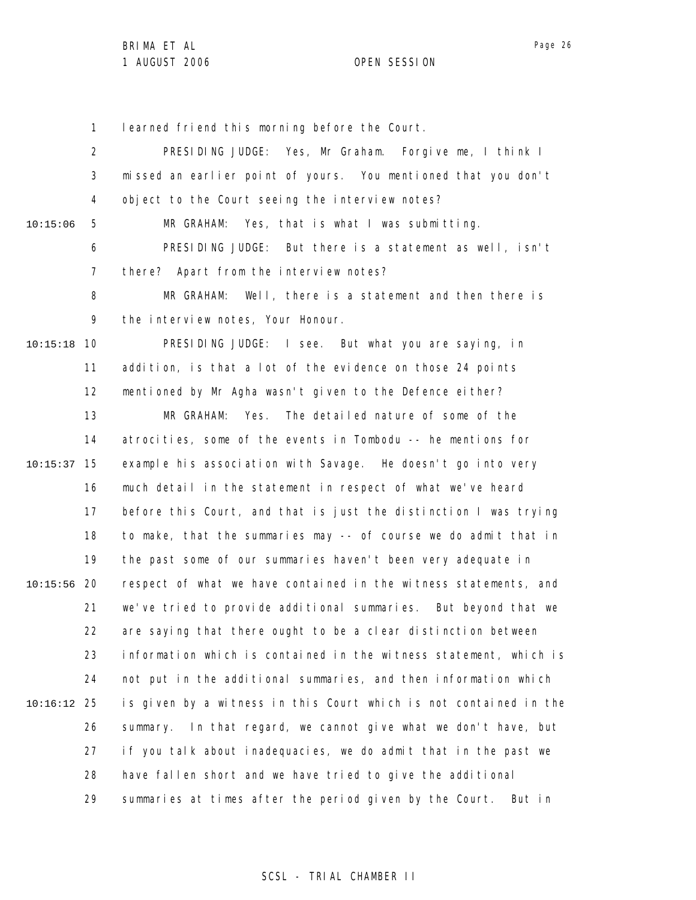learned friend this morning before the Court.

PRESIDING JUDGE: Yes, Mr Graham. Forgive me, I think I missed an earlier point of yours. You mentioned that you don't object to the Court seeing the interview notes?

MR GRAHAM: Yes, that is what I was submitting.

PRESIDING JUDGE: But there is a statement as well, isn't there? Apart from the interview notes?

MR GRAHAM: Well, there is a statement and then there is the interview notes, Your Honour.

PRESIDING JUDGE: I see. But what you are saying, in addition, is that a lot of the evidence on those 24 points mentioned by Mr Agha wasn't given to the Defence either?

MR GRAHAM: Yes. The detailed nature of some of the atrocities, some of the events in Tombodu -- he mentions for example his association with Savage. He doesn't go into very much detail in the statement in respect of what we've heard before this Court, and that is just the distinction I was trying to make, that the summaries may -- of course we do admit that in the past some of our summaries haven't been very adequate in respect of what we have contained in the witness statements, and we've tried to provide additional summaries. But beyond that we are saying that there ought to be a clear distinction between information which is contained in the witness statement, which is not put in the additional summaries, and then information which is given by a witness in this Court which is not contained in the summary. In that regard, we cannot give what we don't have, but if you talk about inadequacies, we do admit that in the past we have fallen short and we have tried to give the additional summaries at times after the period given by the Court. But in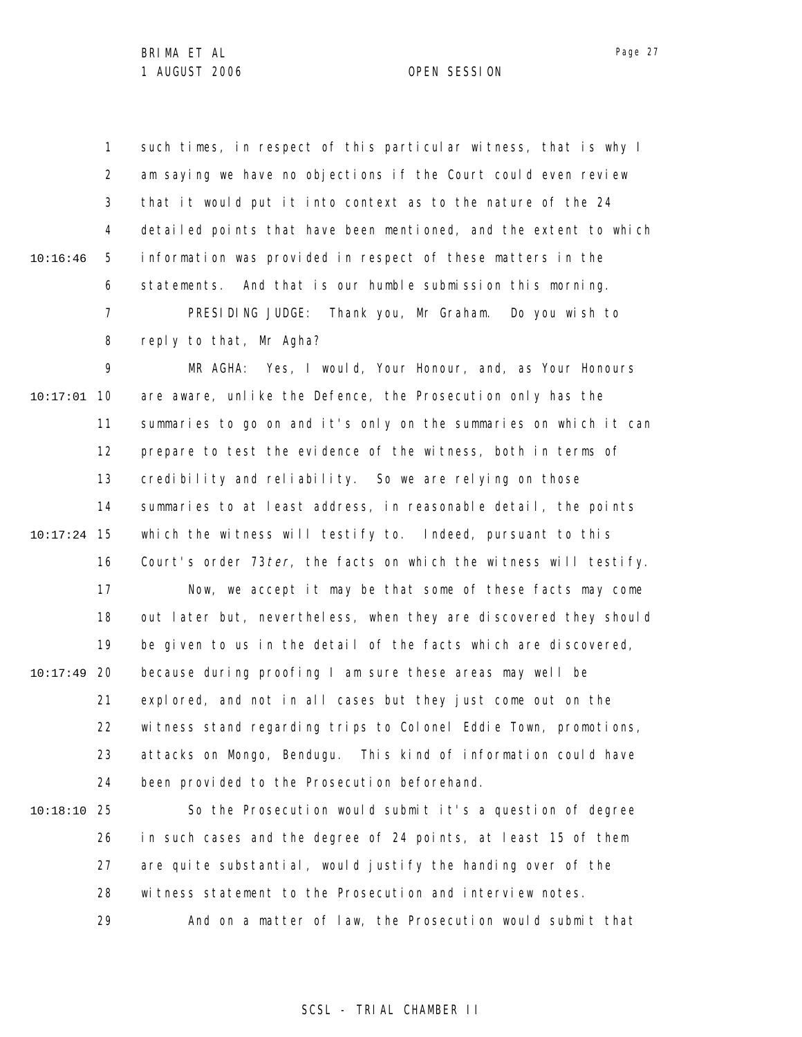such times, in respect of this particular witness, that is why I am saying we have no objections if the Court could even review that it would put it into context as to the nature of the 24 detailed points that have been mentioned, and the extent to which information was provided in respect of these matters in the statements. And that is our humble submission this morning.

PRESIDING JUDGE: Thank you, Mr Graham. Do you wish to reply to that, Mr Agha?

MR AGHA: Yes, I would, Your Honour, and, as Your Honours are aware, unlike the Defence, the Prosecution only has the summaries to go on and it's only on the summaries on which it can prepare to test the evidence of the witness, both in terms of credibility and reliability. So we are relying on those summaries to at least address, in reasonable detail, the points which the witness will testify to. Indeed, pursuant to this Court's order 73*ter*, the facts on which the witness will testify.

Now, we accept it may be that some of these facts may come out later but, nevertheless, when they are discovered they should be given to us in the detail of the facts which are discovered, because during proofing I am sure these areas may well be explored, and not in all cases but they just come out on the witness stand regarding trips to Colonel Eddie Town, promotions, attacks on Mongo, Bendugu. This kind of information could have been provided to the Prosecution beforehand.

So the Prosecution would submit it's a question of degree in such cases and the degree of 24 points, at least 15 of them are quite substantial, would justify the handing over of the witness statement to the Prosecution and interview notes.

And on a matter of law, the Prosecution would submit that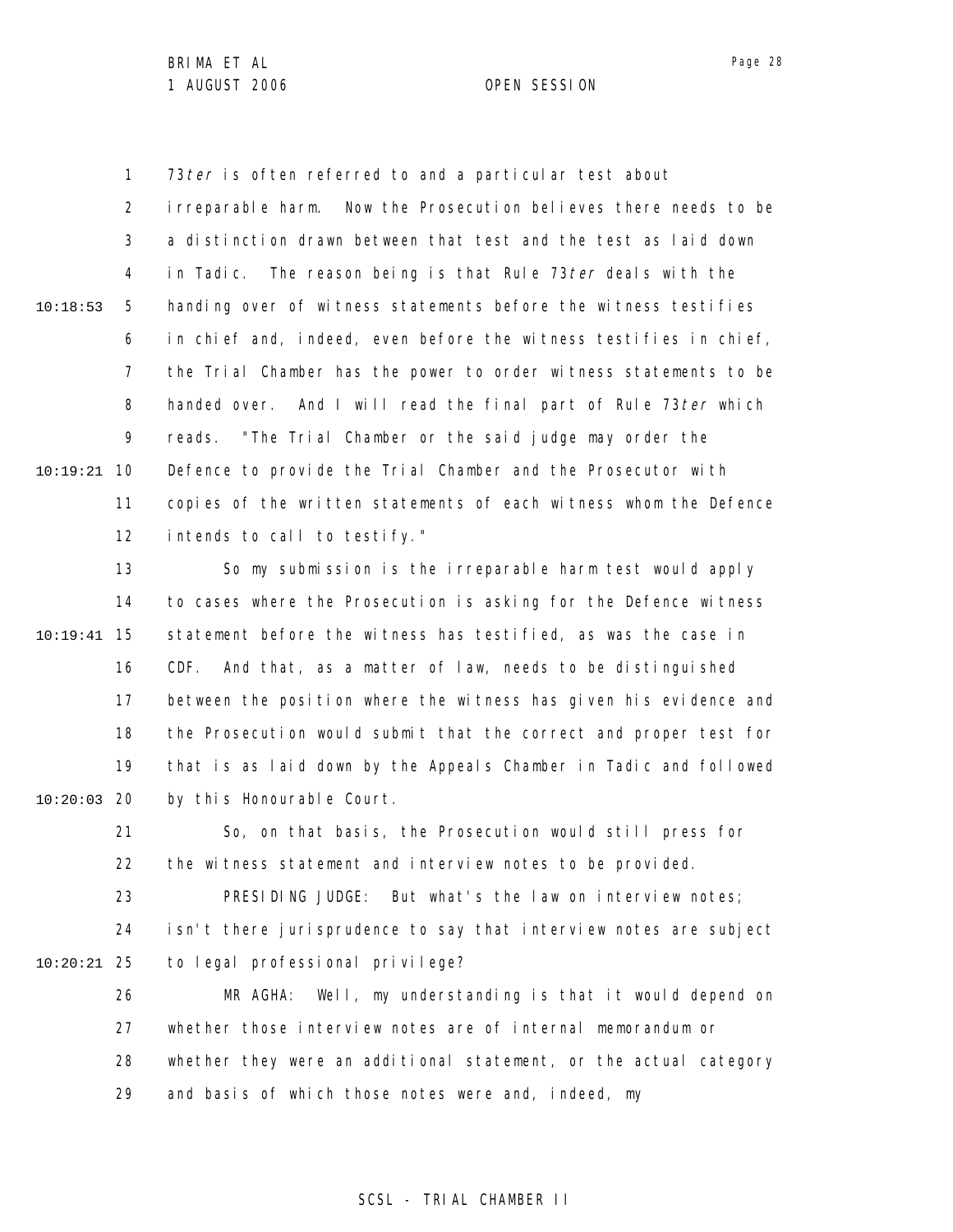73*ter* is often referred to and a particular test about irreparable harm. Now the Prosecution believes there needs to be a distinction drawn between that test and the test as laid down in Tadic. The reason being is that Rule 73*ter* deals with the handing over of witness statements before the witness testifies in chief and, indeed, even before the witness testifies in chief, the Trial Chamber has the power to order witness statements to be handed over. And I will read the final part of Rule 73*ter* which reads. "The Trial Chamber or the said judge may order the Defence to provide the Trial Chamber and the Prosecutor with copies of the written statements of each witness whom the Defence intends to call to testify."

So my submission is the irreparable harm test would apply to cases where the Prosecution is asking for the Defence witness statement before the witness has testified, as was the case in CDF. And that, as a matter of law, needs to be distinguished between the position where the witness has given his evidence and the Prosecution would submit that the correct and proper test for that is as laid down by the Appeals Chamber in Tadic and followed by this Honourable Court.

So, on that basis, the Prosecution would still press for the witness statement and interview notes to be provided.

PRESIDING JUDGE: But what's the law on interview notes; isn't there jurisprudence to say that interview notes are subject to legal professional privilege?

MR AGHA: Well, my understanding is that it would depend on whether those interview notes are of internal memorandum or whether they were an additional statement, or the actual category and basis of which those notes were and, indeed, my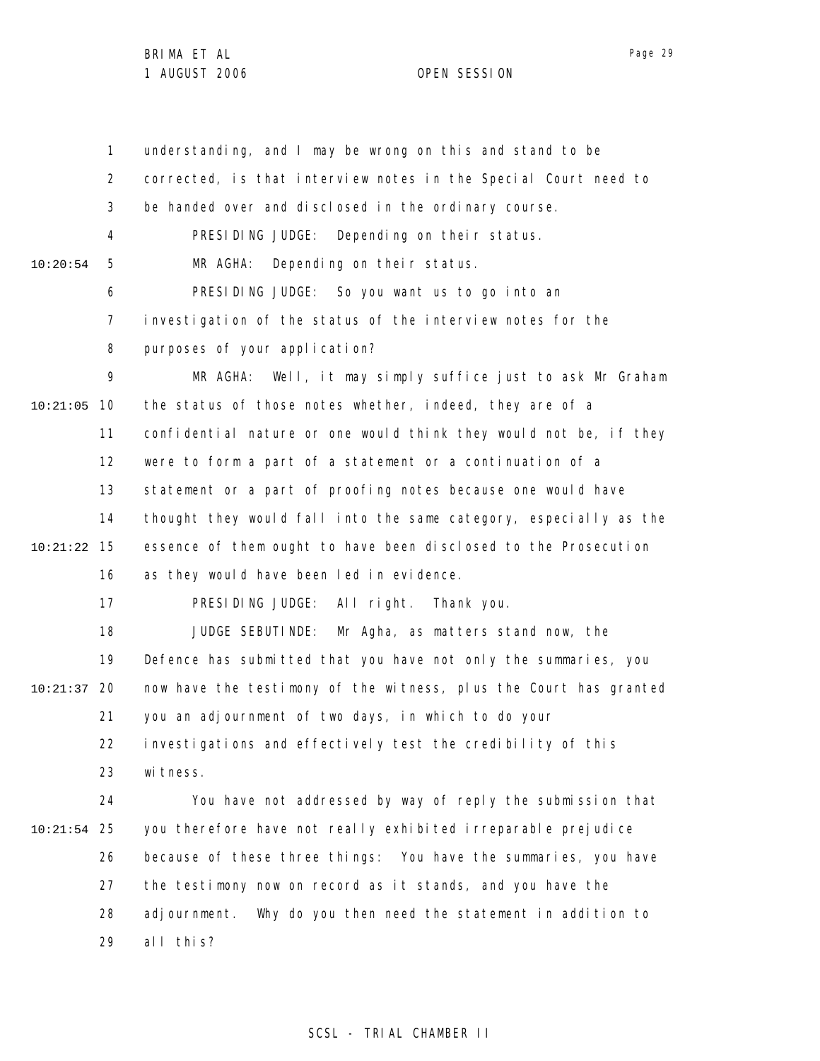understanding, and I may be wrong on this and stand to be corrected, is that interview notes in the Special Court need to be handed over and disclosed in the ordinary course.

PRESIDING JUDGE: Depending on their status.

MR AGHA: Depending on their status.

PRESIDING JUDGE: So you want us to go into an investigation of the status of the interview notes for the purposes of your application?

MR AGHA: Well, it may simply suffice just to ask Mr Graham the status of those notes whether, indeed, they are of a confidential nature or one would think they would not be, if they were to form a part of a statement or a continuation of a statement or a part of proofing notes because one would have thought they would fall into the same category, especially as the essence of them ought to have been disclosed to the Prosecution as they would have been led in evidence.

PRESIDING JUDGE: All right. Thank you.

JUDGE SEBUTINDE: Mr Agha, as matters stand now, the Defence has submitted that you have not only the summaries, you now have the testimony of the witness, plus the Court has granted you an adjournment of two days, in which to do your investigations and effectively test the credibility of this witness.

You have not addressed by way of reply the submission that you therefore have not really exhibited irreparable prejudice because of these three things: You have the summaries, you have the testimony now on record as it stands, and you have the adjournment. Why do you then need the statement in addition to all this?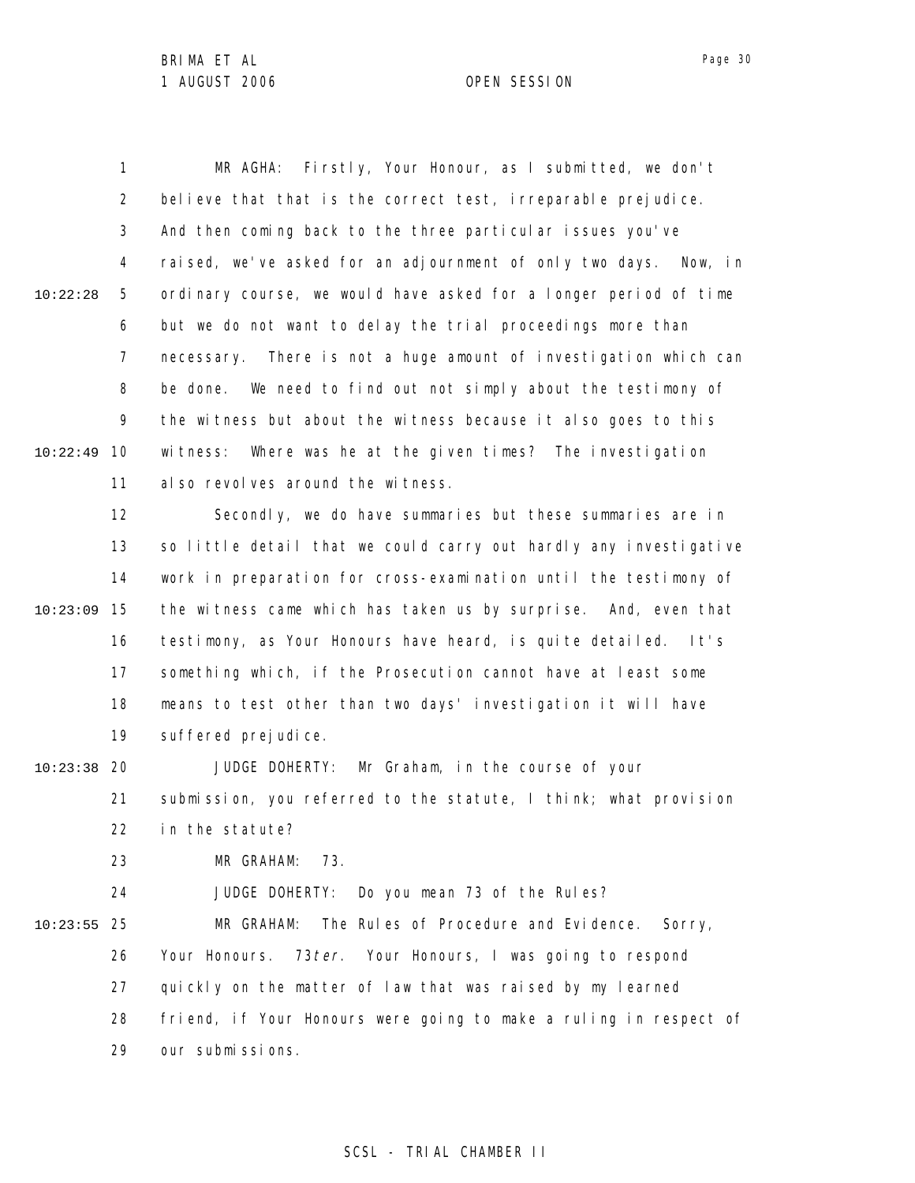MR AGHA: Firstly, Your Honour, as I submitted, we don't believe that that is the correct test, irreparable prejudice. And then coming back to the three particular issues you've raised, we've asked for an adjournment of only two days. Now, in ordinary course, we would have asked for a longer period of time but we do not want to delay the trial proceedings more than necessary. There is not a huge amount of investigation which can be done. We need to find out not simply about the testimony of the witness but about the witness because it also goes to this witness: Where was he at the given times? The investigation also revolves around the witness.

Secondly, we do have summaries but these summaries are in so little detail that we could carry out hardly any investigative work in preparation for cross-examination until the testimony of the witness came which has taken us by surprise. And, even that testimony, as Your Honours have heard, is quite detailed. It's something which, if the Prosecution cannot have at least some means to test other than two days' investigation it will have suffered prejudice.

JUDGE DOHERTY: Mr Graham, in the course of your submission, you referred to the statute, I think; what provision in the statute?

MR GRAHAM: 73.

JUDGE DOHERTY: Do you mean 73 of the Rules?

MR GRAHAM: The Rules of Procedure and Evidence. Sorry, Your Honours. 73*ter*. Your Honours, I was going to respond quickly on the matter of law that was raised by my learned friend, if Your Honours were going to make a ruling in respect of our submissions.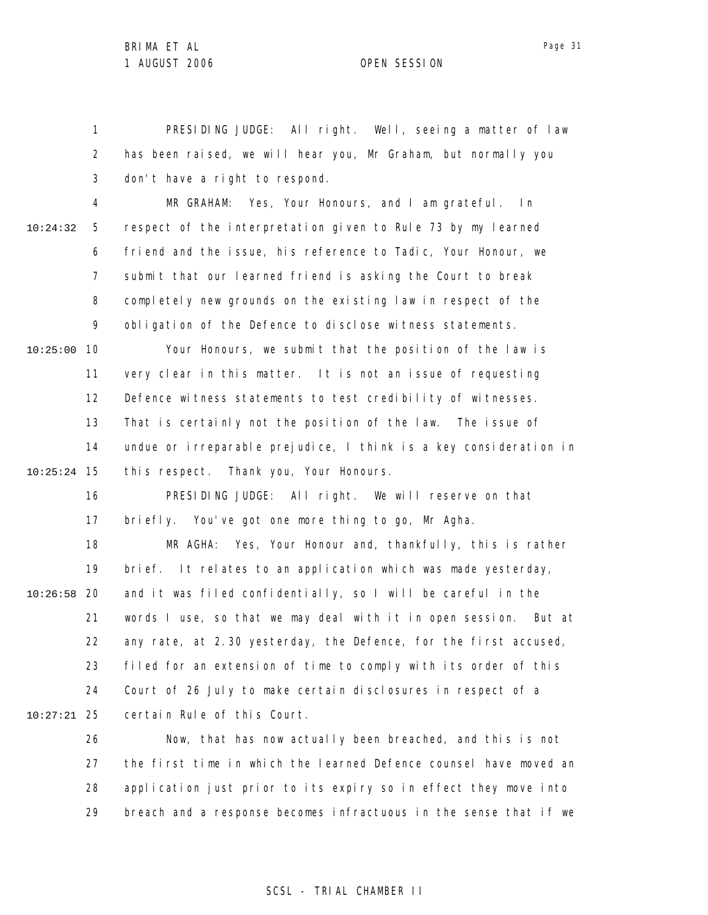PRESIDING JUDGE: All right. Well, seeing a matter of law has been raised, we will hear you, Mr Graham, but normally you don't have a right to respond.

MR GRAHAM: Yes, Your Honours, and I am grateful. In respect of the interpretation given to Rule 73 by my learned friend and the issue, his reference to Tadic, Your Honour, we submit that our learned friend is asking the Court to break completely new grounds on the existing law in respect of the obligation of the Defence to disclose witness statements.

Your Honours, we submit that the position of the law is very clear in this matter. It is not an issue of requesting Defence witness statements to test credibility of witnesses. That is certainly not the position of the law. The issue of undue or irreparable prejudice, I think is a key consideration in this respect. Thank you, Your Honours.

PRESIDING JUDGE: All right. We will reserve on that briefly. You've got one more thing to go, Mr Agha.

MR AGHA: Yes, Your Honour and, thankfully, this is rather brief. It relates to an application which was made yesterday, and it was filed confidentially, so I will be careful in the words I use, so that we may deal with it in open session. But at any rate, at 2.30 yesterday, the Defence, for the first accused, filed for an extension of time to comply with its order of this Court of 26 July to make certain disclosures in respect of a certain Rule of this Court.

Now, that has now actually been breached, and this is not the first time in which the learned Defence counsel have moved an application just prior to its expiry so in effect they move into breach and a response becomes infractuous in the sense that if we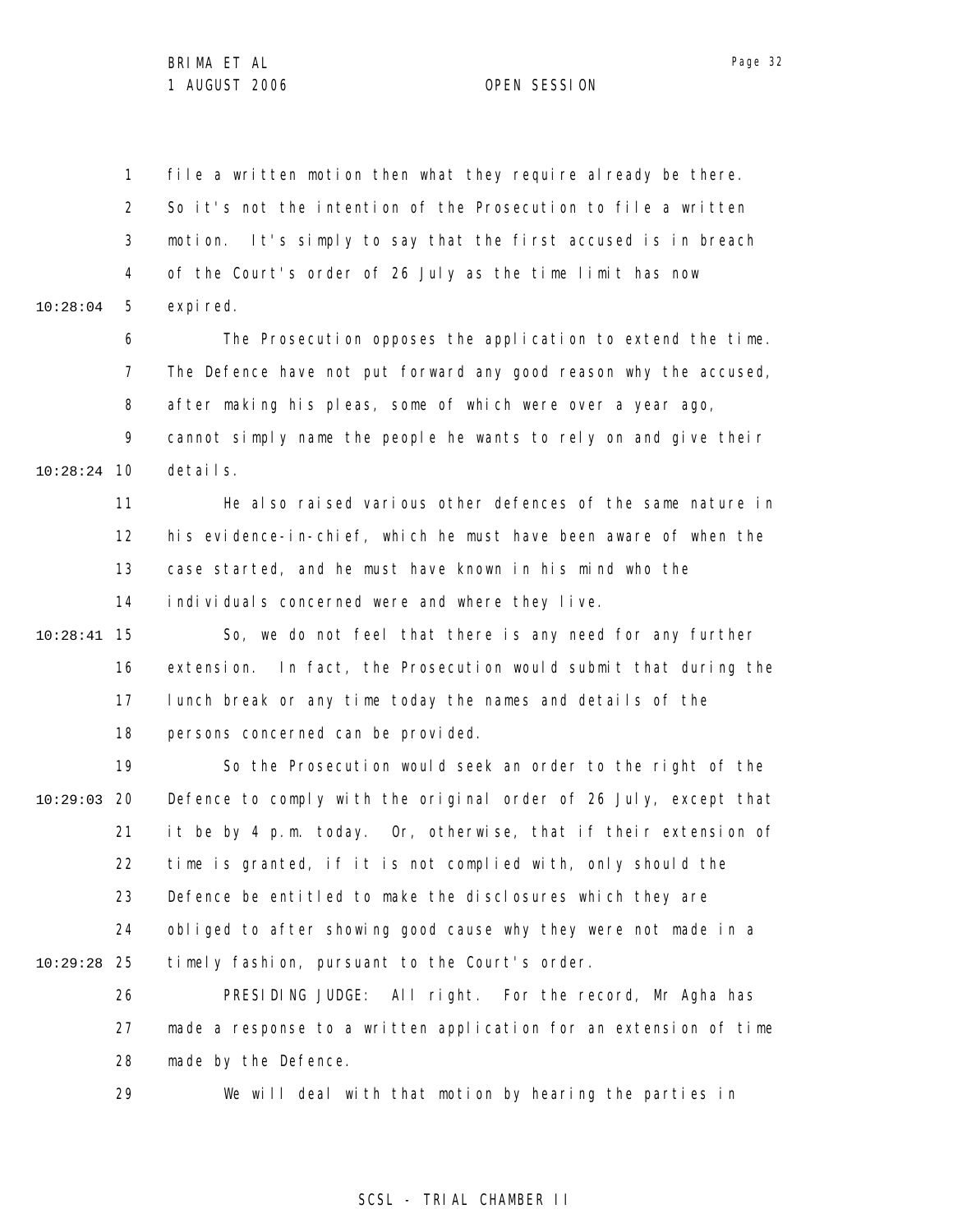file a written motion then what they require already be there. So it's not the intention of the Prosecution to file a written motion. It's simply to say that the first accused is in breach of the Court's order of 26 July as the time limit has now expired.

The Prosecution opposes the application to extend the time. The Defence have not put forward any good reason why the accused, after making his pleas, some of which were over a year ago, cannot simply name the people he wants to rely on and give their details.

He also raised various other defences of the same nature in his evidence-in-chief, which he must have been aware of when the case started, and he must have known in his mind who the individuals concerned were and where they live.

So, we do not feel that there is any need for any further extension. In fact, the Prosecution would submit that during the lunch break or any time today the names and details of the persons concerned can be provided.

So the Prosecution would seek an order to the right of the Defence to comply with the original order of 26 July, except that it be by 4 p.m. today. Or, otherwise, that if their extension of time is granted, if it is not complied with, only should the Defence be entitled to make the disclosures which they are obliged to after showing good cause why they were not made in a timely fashion, pursuant to the Court's order.

PRESIDING JUDGE: All right. For the record, Mr Agha has made a response to a written application for an extension of time made by the Defence.

We will deal with that motion by hearing the parties in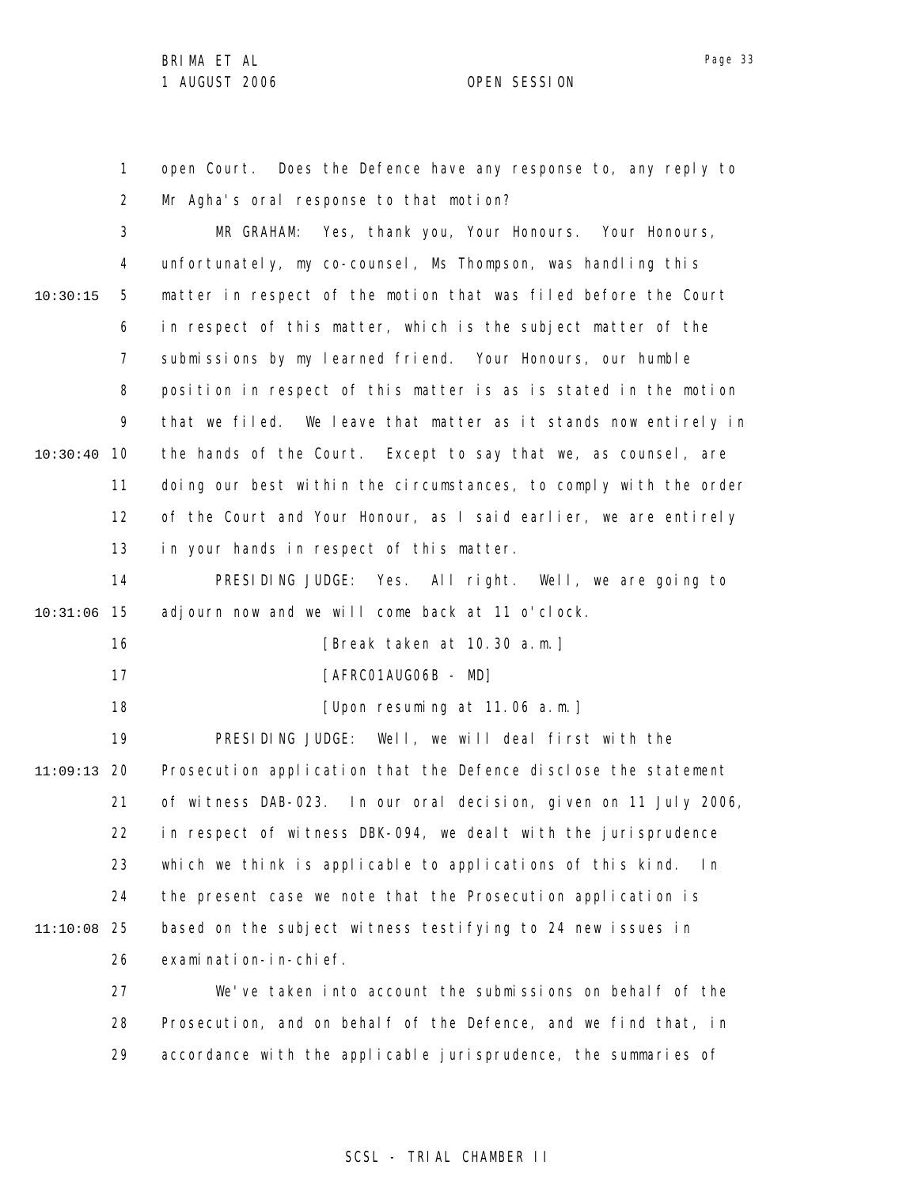open Court. Does the Defence have any response to, any reply to Mr Agha's oral response to that motion?

MR GRAHAM: Yes, thank you, Your Honours. Your Honours, unfortunately, my co-counsel, Ms Thompson, was handling this matter in respect of the motion that was filed before the Court in respect of this matter, which is the subject matter of the submissions by my learned friend. Your Honours, our humble position in respect of this matter is as is stated in the motion that we filed. We leave that matter as it stands now entirely in the hands of the Court. Except to say that we, as counsel, are doing our best within the circumstances, to comply with the order of the Court and Your Honour, as I said earlier, we are entirely in your hands in respect of this matter.

PRESIDING JUDGE: Yes. All right. Well, we are going to adjourn now and we will come back at 11 o'clock.

[Break taken at 10.30 a.m.]

[AFRC01AUG06B - MD]

[Upon resuming at 11.06 a.m.]

PRESIDING JUDGE: Well, we will deal first with the Prosecution application that the Defence disclose the statement of witness DAB-023. In our oral decision, given on 11 July 2006, in respect of witness DBK-094, we dealt with the jurisprudence which we think is applicable to applications of this kind. In the present case we note that the Prosecution application is based on the subject witness testifying to 24 new issues in examination-in-chief.

We've taken into account the submissions on behalf of the Prosecution, and on behalf of the Defence, and we find that, in accordance with the applicable jurisprudence, the summaries of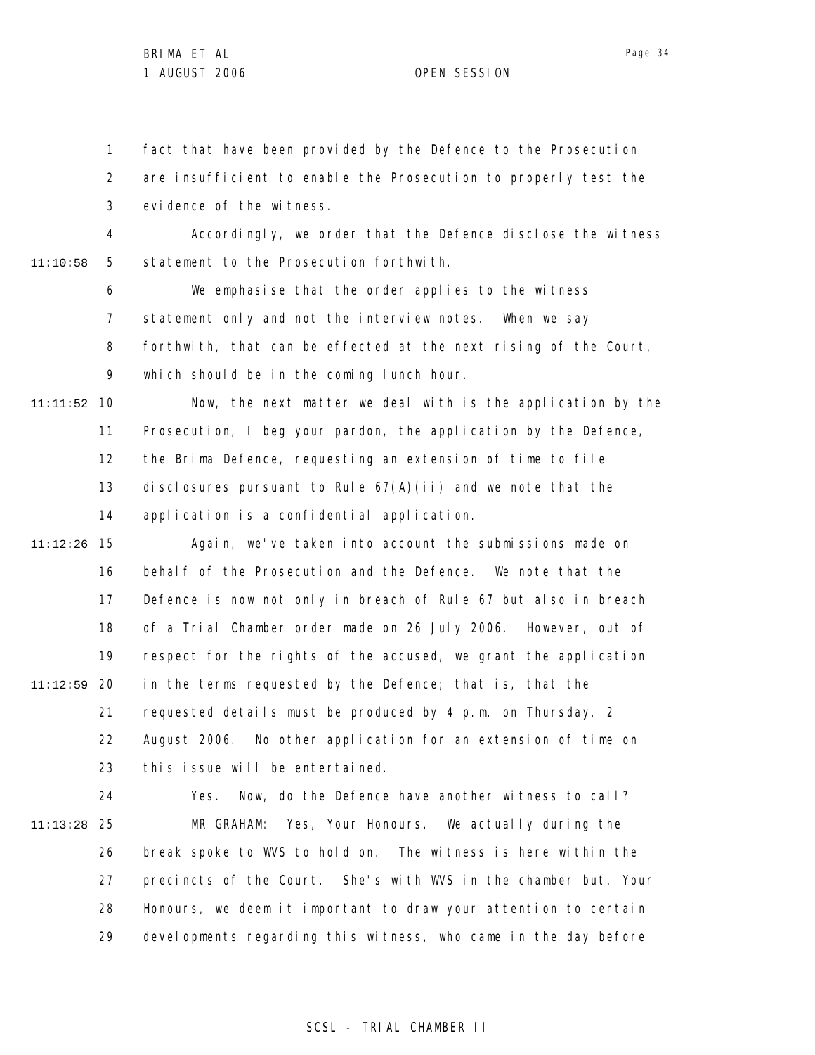fact that have been provided by the Defence to the Prosecution are insufficient to enable the Prosecution to properly test the evidence of the witness.

Accordingly, we order that the Defence disclose the witness statement to the Prosecution forthwith.

We emphasise that the order applies to the witness statement only and not the interview notes. When we say forthwith, that can be effected at the next rising of the Court, which should be in the coming lunch hour.

Now, the next matter we deal with is the application by the Prosecution, I beg your pardon, the application by the Defence, the Brima Defence, requesting an extension of time to file disclosures pursuant to Rule 67(A)(ii) and we note that the application is a confidential application.

Again, we've taken into account the submissions made on behalf of the Prosecution and the Defence. We note that the Defence is now not only in breach of Rule 67 but also in breach of a Trial Chamber order made on 26 July 2006. However, out of respect for the rights of the accused, we grant the application in the terms requested by the Defence; that is, that the requested details must be produced by 4 p.m. on Thursday, 2 August 2006. No other application for an extension of time on this issue will be entertained.

Yes. Now, do the Defence have another witness to call?

MR GRAHAM: Yes, Your Honours. We actually during the break spoke to WVS to hold on. The witness is here within the precincts of the Court. She's with WVS in the chamber but, Your Honours, we deem it important to draw your attention to certain developments regarding this witness, who came in the day before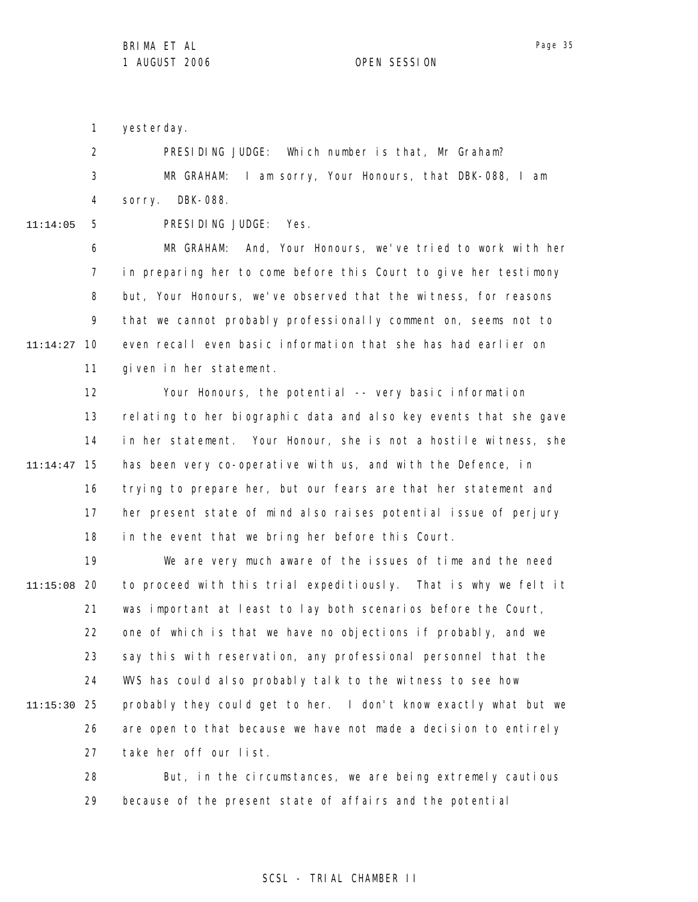yesterday.

PRESIDING JUDGE: Which number is that, Mr Graham?

MR GRAHAM: I am sorry, Your Honours, that DBK-088, I am sorry. DBK-088.

PRESIDING JUDGE: Yes.

MR GRAHAM: And, Your Honours, we've tried to work with her in preparing her to come before this Court to give her testimony but, Your Honours, we've observed that the witness, for reasons that we cannot probably professionally comment on, seems not to even recall even basic information that she has had earlier on given in her statement.

Your Honours, the potential -- very basic information relating to her biographic data and also key events that she gave in her statement. Your Honour, she is not a hostile witness, she has been very co-operative with us, and with the Defence, in trying to prepare her, but our fears are that her statement and her present state of mind also raises potential issue of perjury in the event that we bring her before this Court.

We are very much aware of the issues of time and the need to proceed with this trial expeditiously. That is why we felt it was important at least to lay both scenarios before the Court, one of which is that we have no objections if probably, and we say this with reservation, any professional personnel that the WVS has could also probably talk to the witness to see how probably they could get to her. I don't know exactly what but we are open to that because we have not made a decision to entirely take her off our list.

But, in the circumstances, we are being extremely cautious because of the present state of affairs and the potential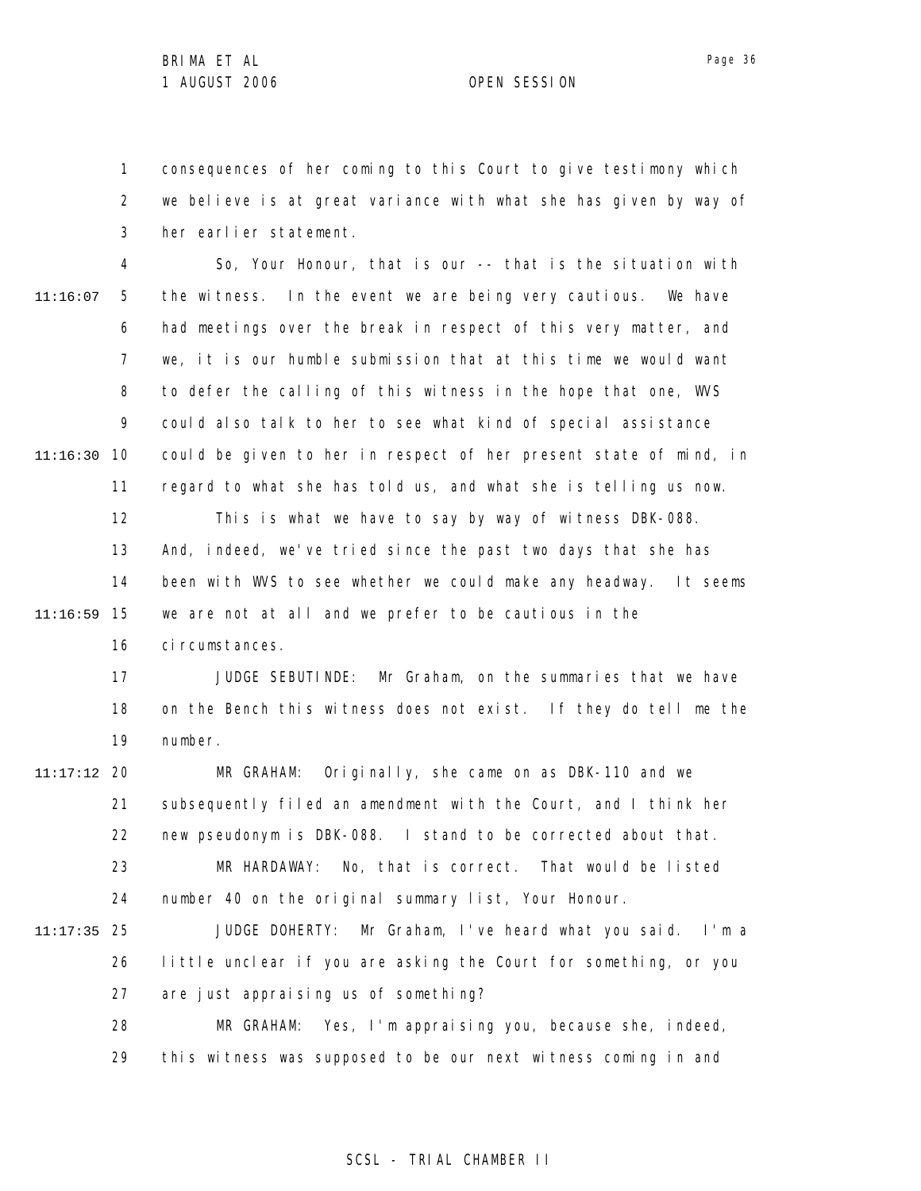consequences of her coming to this Court to give testimony which we believe is at great variance with what she has given by way of her earlier statement.

So, Your Honour, that is our -- that is the situation with the witness. In the event we are being very cautious. We have had meetings over the break in respect of this very matter, and we, it is our humble submission that at this time we would want to defer the calling of this witness in the hope that one, WVS could also talk to her to see what kind of special assistance could be given to her in respect of her present state of mind, in regard to what she has told us, and what she is telling us now.

This is what we have to say by way of witness DBK-088. And, indeed, we've tried since the past two days that she has been with WVS to see whether we could make any headway. It seems we are not at all and we prefer to be cautious in the circumstances.

JUDGE SEBUTINDE: Mr Graham, on the summaries that we have on the Bench this witness does not exist. If they do tell me the number.

MR GRAHAM: Originally, she came on as DBK-110 and we subsequently filed an amendment with the Court, and I think her new pseudonym is DBK-088. I stand to be corrected about that.

MR HARDAWAY: No, that is correct. That would be listed number 40 on the original summary list, Your Honour.

JUDGE DOHERTY: Mr Graham, I've heard what you said. I'm a little unclear if you are asking the Court for something, or you are just appraising us of something?

MR GRAHAM: Yes, I'm appraising you, because she, indeed, this witness was supposed to be our next witness coming in and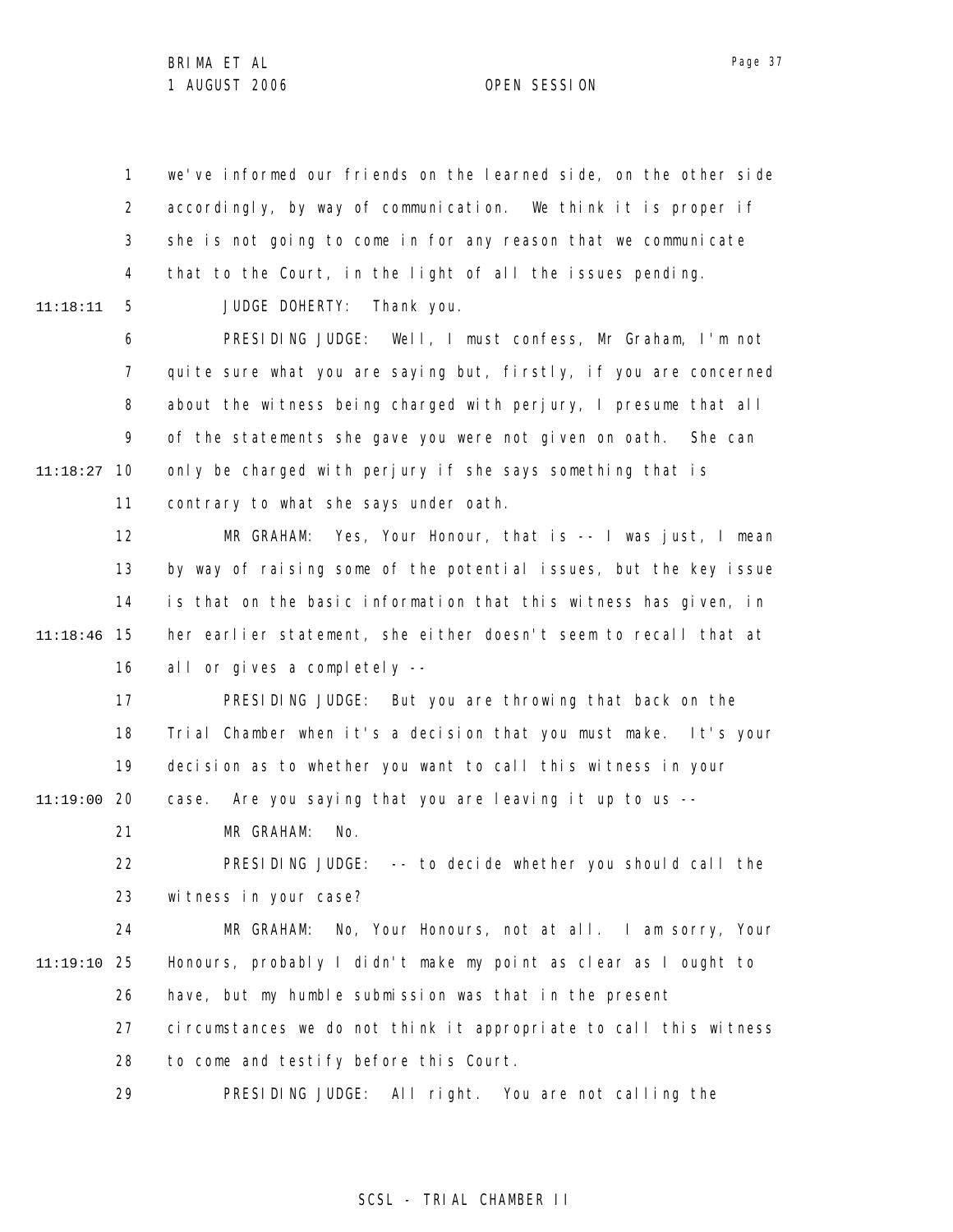we've informed our friends on the learned side, on the other side accordingly, by way of communication. We think it is proper if she is not going to come in for any reason that we communicate that to the Court, in the light of all the issues pending.

JUDGE DOHERTY: Thank you.

PRESIDING JUDGE: Well, I must confess, Mr Graham, I'm not quite sure what you are saying but, firstly, if you are concerned about the witness being charged with perjury, I presume that all of the statements she gave you were not given on oath. She can only be charged with perjury if she says something that is contrary to what she says under oath.

MR GRAHAM: Yes, Your Honour, that is -- I was just, I mean by way of raising some of the potential issues, but the key issue is that on the basic information that this witness has given, in her earlier statement, she either doesn't seem to recall that at all or gives a completely --

PRESIDING JUDGE: But you are throwing that back on the Trial Chamber when it's a decision that you must make. It's your decision as to whether you want to call this witness in your case. Are you saying that you are leaving it up to us --

MR GRAHAM: No.

PRESIDING JUDGE: -- to decide whether you should call the witness in your case?

MR GRAHAM: No, Your Honours, not at all. I am sorry, Your Honours, probably I didn't make my point as clear as I ought to have, but my humble submission was that in the present circumstances we do not think it appropriate to call this witness to come and testify before this Court.

PRESIDING JUDGE: All right. You are not calling the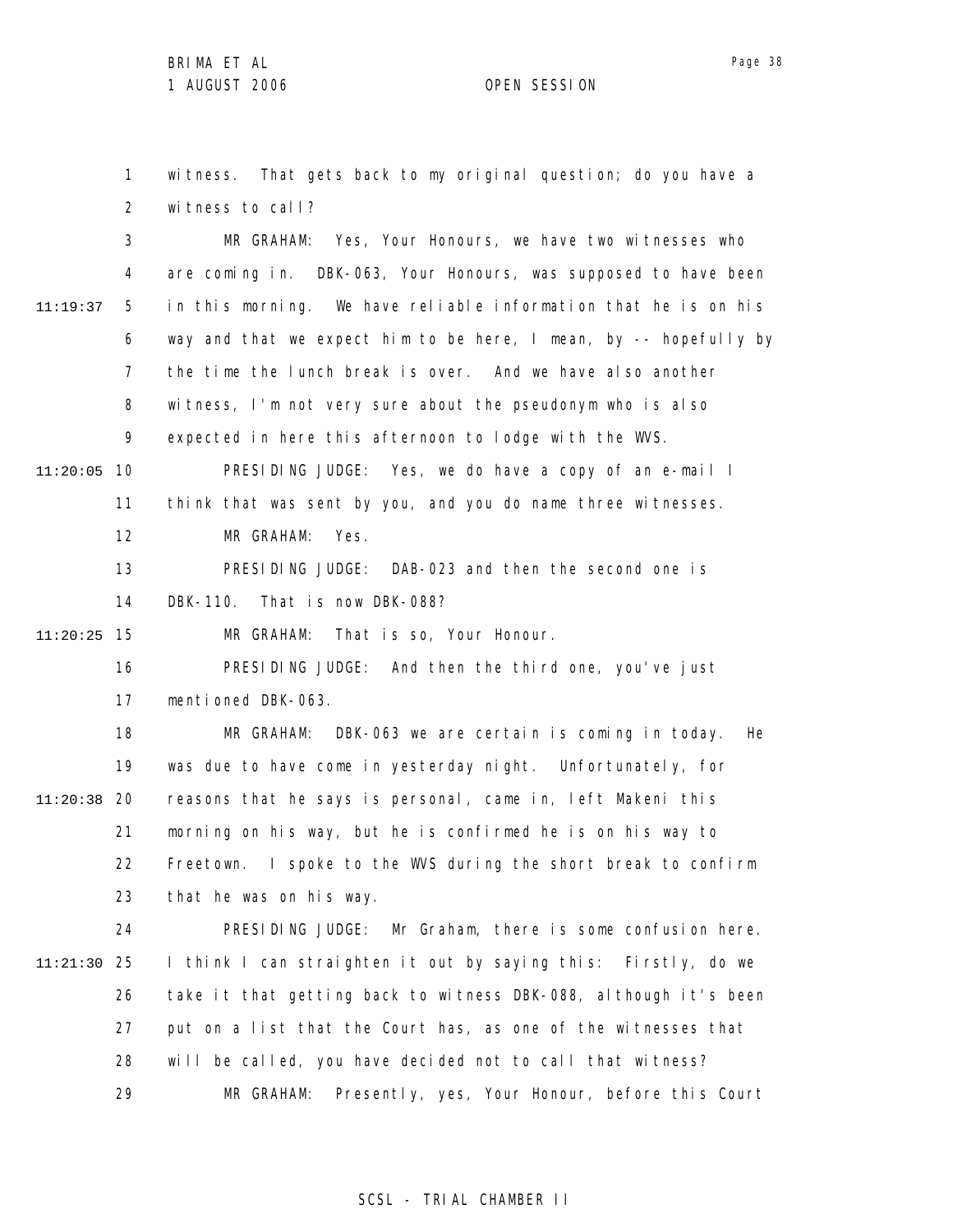1 witness. That gets back to my original question; do you have a
2 witness to call?
3 MR GRAHAM: Yes, Your Honours, we have two witnesses who
4 are coming in. DBK-063, Your Honours, was supposed to have been
11:19:37 5 in this morning. We have reliable information that he is on his
6 way and that we expect him to be here, I mean, by -- hopefully by
7 the time the lunch break is over. And we have also another
8 witness, I'm not very sure about the pseudonym who is also
9 expected in here this afternoon to lodge with the WVS.
11:20:05 10 PRESIDING JUDGE: Yes, we do have a copy of an e-mail I
11 think that was sent by you, and you do name three witnesses.
12 MR GRAHAM: Yes.
13 PRESIDING JUDGE: DAB-023 and then the second one is
14 DBK-110. That is now DBK-088?
11:20:25 15 MR GRAHAM: That is so, Your Honour.
16 PRESIDING JUDGE: And then the third one, you've just
17 mentioned DBK-063.
18 MR GRAHAM: DBK-063 we are certain is coming in today. He
19 was due to have come in yesterday night. Unfortunately, for
11:20:38 20 reasons that he says is personal, came in, left Makeni this
21 morning on his way, but he is confirmed he is on his way to
22 Freetown. I spoke to the WVS during the short break to confirm
23 that he was on his way.
24 PRESIDING JUDGE: Mr Graham, there is some confusion here.
11:21:30 25 I think I can straighten it out by saying this: Firstly, do we
26 take it that getting back to witness DBK-088, although it's been
27 put on a list that the Court has, as one of the witnesses that
28 will be called, you have decided not to call that witness?
29 MR GRAHAM: Presently, yes, Your Honour, before this Court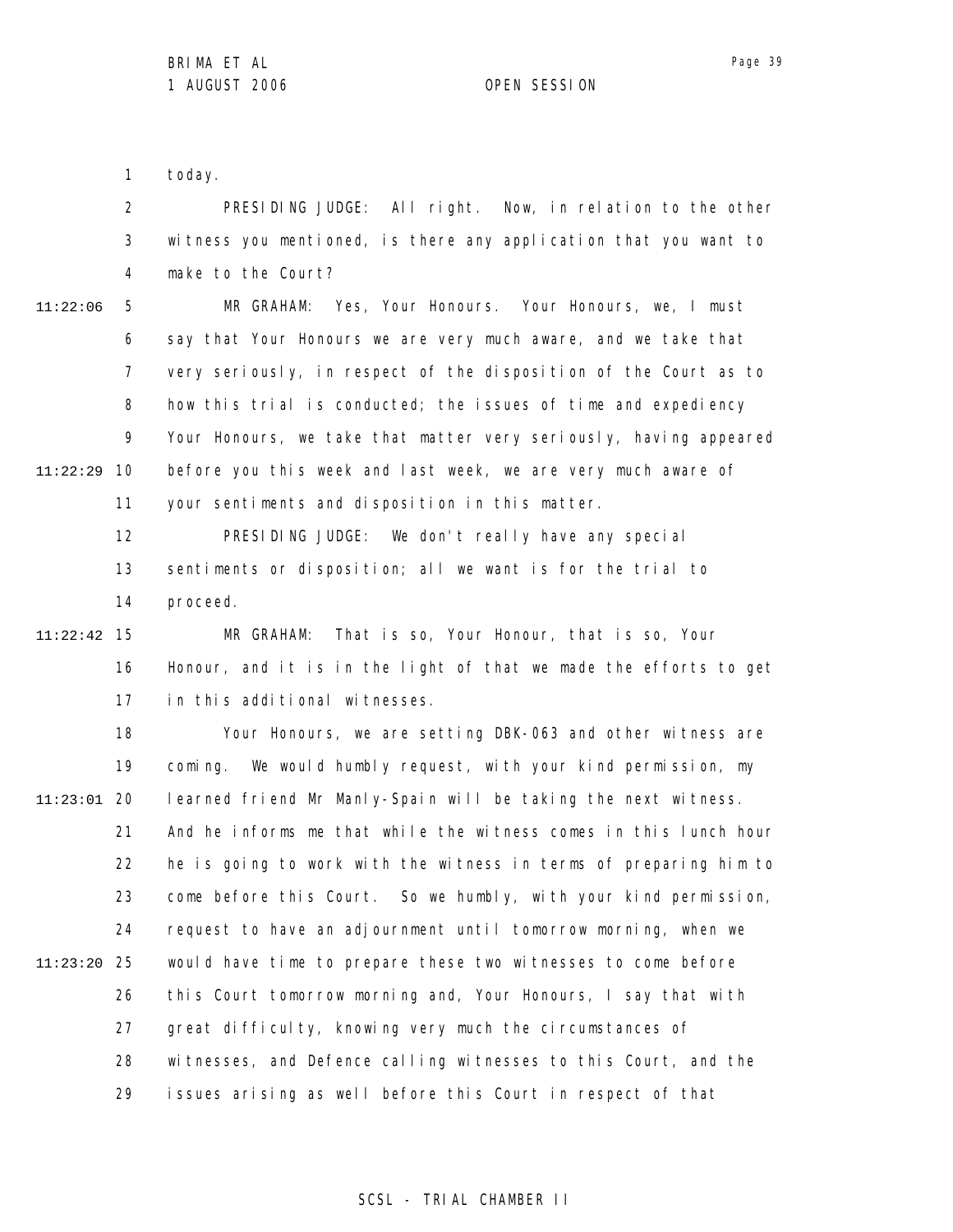today.

PRESIDING JUDGE: All right. Now, in relation to the other witness you mentioned, is there any application that you want to make to the Court?

11:22:06 MR GRAHAM: Yes, Your Honours. Your Honours, we, I must say that Your Honours we are very much aware, and we take that very seriously, in respect of the disposition of the Court as to how this trial is conducted; the issues of time and expediency Your Honours, we take that matter very seriously, having appeared

11:22:29 before you this week and last week, we are very much aware of your sentiments and disposition in this matter.

PRESIDING JUDGE: We don't really have any special sentiments or disposition; all we want is for the trial to proceed.

11:22:42 MR GRAHAM: That is so, Your Honour, that is so, Your Honour, and it is in the light of that we made the efforts to get in this additional witnesses.

Your Honours, we are setting DBK-063 and other witness are coming. We would humbly request, with your kind permission, my

11:23:01 learned friend Mr Manly-Spain will be taking the next witness. And he informs me that while the witness comes in this lunch hour he is going to work with the witness in terms of preparing him to come before this Court. So we humbly, with your kind permission, request to have an adjournment until tomorrow morning, when we

11:23:20 would have time to prepare these two witnesses to come before this Court tomorrow morning and, Your Honours, I say that with great difficulty, knowing very much the circumstances of witnesses, and Defence calling witnesses to this Court, and the issues arising as well before this Court in respect of that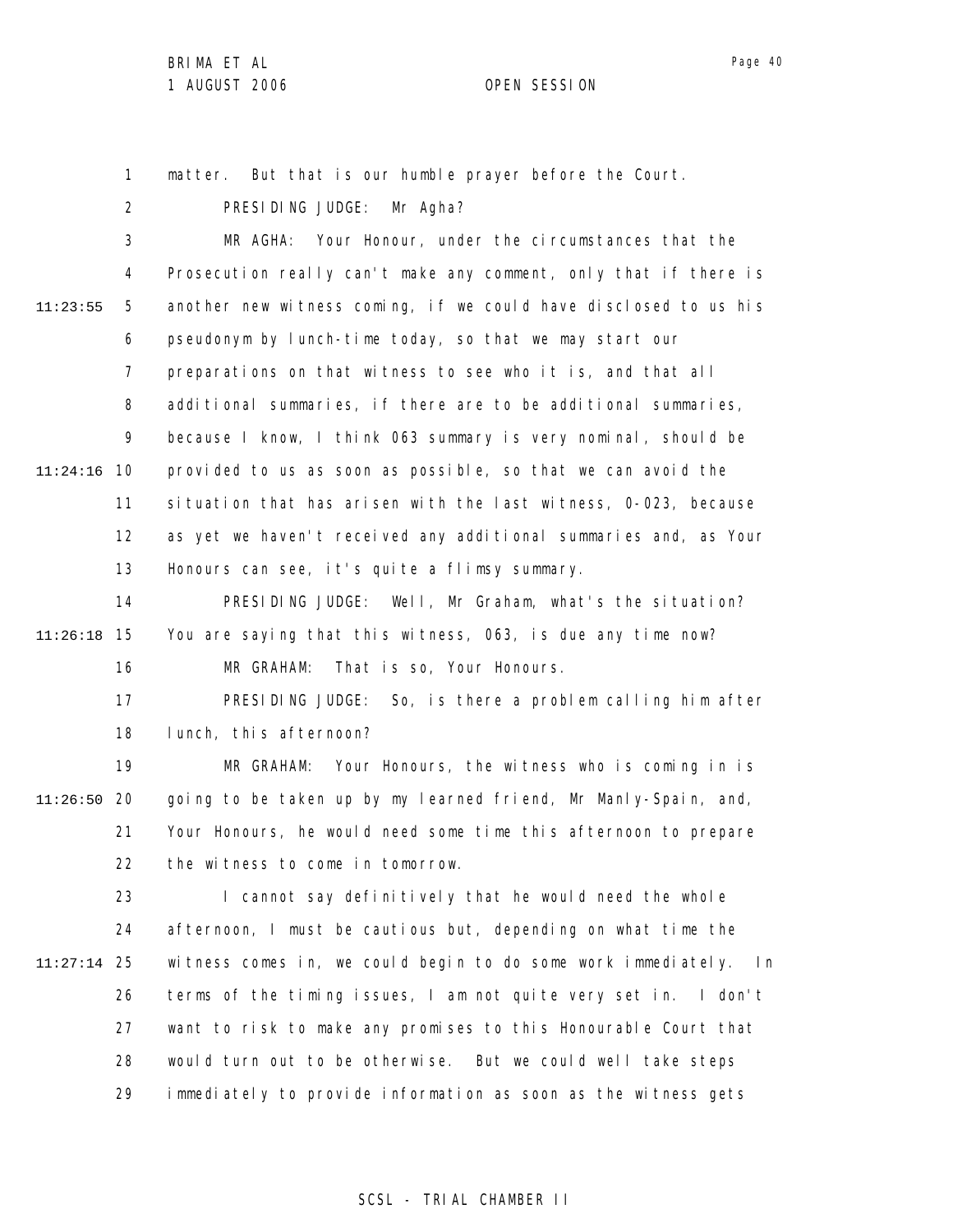matter. But that is our humble prayer before the Court.

PRESIDING JUDGE: Mr Agha?

MR AGHA: Your Honour, under the circumstances that the Prosecution really can't make any comment, only that if there is another new witness coming, if we could have disclosed to us his pseudonym by lunch-time today, so that we may start our preparations on that witness to see who it is, and that all additional summaries, if there are to be additional summaries, because I know, I think 063 summary is very nominal, should be provided to us as soon as possible, so that we can avoid the situation that has arisen with the last witness, 0-023, because as yet we haven't received any additional summaries and, as Your Honours can see, it's quite a flimsy summary.

PRESIDING JUDGE: Well, Mr Graham, what's the situation? You are saying that this witness, 063, is due any time now?

MR GRAHAM: That is so, Your Honours.

PRESIDING JUDGE: So, is there a problem calling him after lunch, this afternoon?

MR GRAHAM: Your Honours, the witness who is coming in is going to be taken up by my learned friend, Mr Manly-Spain, and, Your Honours, he would need some time this afternoon to prepare the witness to come in tomorrow.

I cannot say definitively that he would need the whole afternoon, I must be cautious but, depending on what time the witness comes in, we could begin to do some work immediately. In terms of the timing issues, I am not quite very set in. I don't want to risk to make any promises to this Honourable Court that would turn out to be otherwise. But we could well take steps immediately to provide information as soon as the witness gets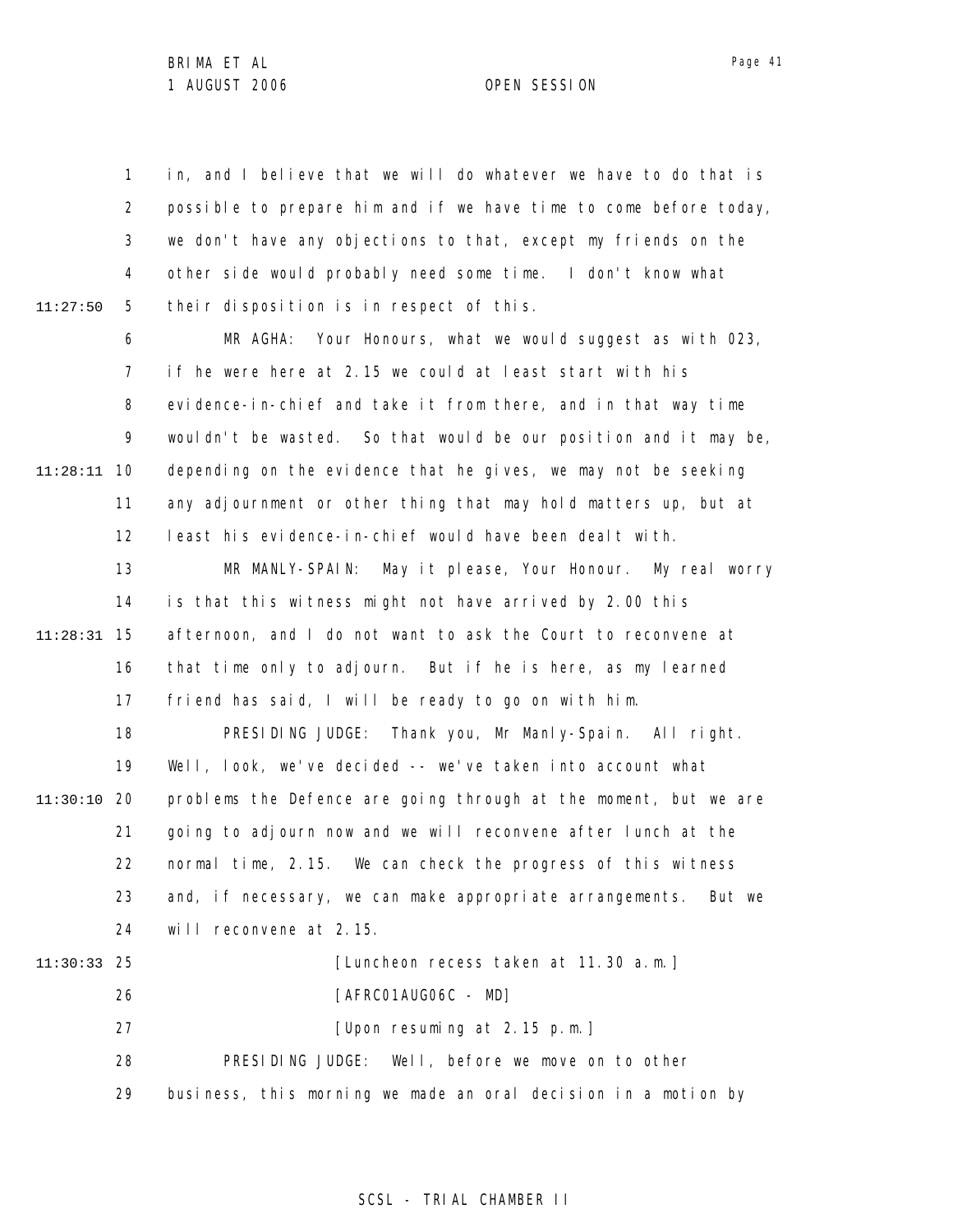1 in, and I believe that we will do whatever we have to do that is
2 possible to prepare him and if we have time to come before today,
3 we don't have any objections to that, except my friends on the
4 other side would probably need some time. I don't know what
11:27:50 5 their disposition is in respect of this.
6 MR AGHA: Your Honours, what we would suggest as with 023,
7 if he were here at 2.15 we could at least start with his
8 evidence-in-chief and take it from there, and in that way time
9 wouldn't be wasted. So that would be our position and it may be,
11:28:11 10 depending on the evidence that he gives, we may not be seeking
11 any adjournment or other thing that may hold matters up, but at
12 least his evidence-in-chief would have been dealt with.
13 MR MANLY-SPAIN: May it please, Your Honour. My real worry
14 is that this witness might not have arrived by 2.00 this
11:28:31 15 afternoon, and I do not want to ask the Court to reconvene at
16 that time only to adjourn. But if he is here, as my learned
17 friend has said, I will be ready to go on with him.
18 PRESIDING JUDGE: Thank you, Mr Manly-Spain. All right.
19 Well, look, we've decided -- we've taken into account what
11:30:10 20 problems the Defence are going through at the moment, but we are
21 going to adjourn now and we will reconvene after lunch at the
22 normal time, 2.15. We can check the progress of this witness
23 and, if necessary, we can make appropriate arrangements. But we
24 will reconvene at 2.15.
11:30:33 25 [Luncheon recess taken at 11.30 a.m.]
26 [AFRC01AUG06C - MD]
27 [Upon resuming at 2.15 p.m.]
28 PRESIDING JUDGE: Well, before we move on to other
29 business, this morning we made an oral decision in a motion by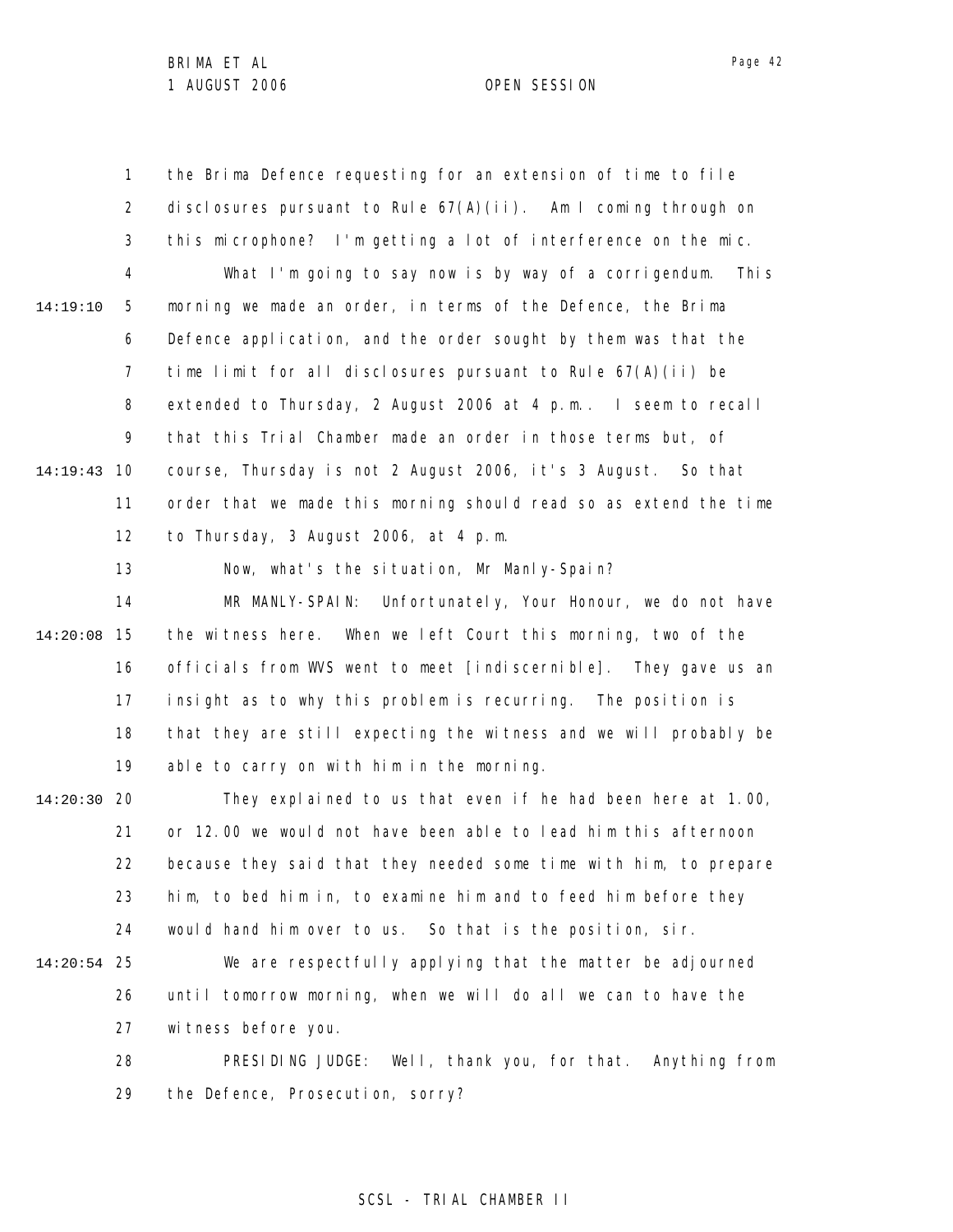the Brima Defence requesting for an extension of time to file disclosures pursuant to Rule 67(A)(ii). Am I coming through on this microphone? I'm getting a lot of interference on the mic.

What I'm going to say now is by way of a corrigendum. This morning we made an order, in terms of the Defence, the Brima Defence application, and the order sought by them was that the time limit for all disclosures pursuant to Rule 67(A)(ii) be extended to Thursday, 2 August 2006 at 4 p.m.. I seem to recall that this Trial Chamber made an order in those terms but, of course, Thursday is not 2 August 2006, it's 3 August. So that order that we made this morning should read so as extend the time to Thursday, 3 August 2006, at 4 p.m.

Now, what's the situation, Mr Manly-Spain?

MR MANLY-SPAIN: Unfortunately, Your Honour, we do not have the witness here. When we left Court this morning, two of the officials from WVS went to meet [indiscernible]. They gave us an insight as to why this problem is recurring. The position is that they are still expecting the witness and we will probably be able to carry on with him in the morning.

They explained to us that even if he had been here at 1.00, or 12.00 we would not have been able to lead him this afternoon because they said that they needed some time with him, to prepare him, to bed him in, to examine him and to feed him before they would hand him over to us. So that is the position, sir.

We are respectfully applying that the matter be adjourned until tomorrow morning, when we will do all we can to have the witness before you.

PRESIDING JUDGE: Well, thank you, for that. Anything from the Defence, Prosecution, sorry?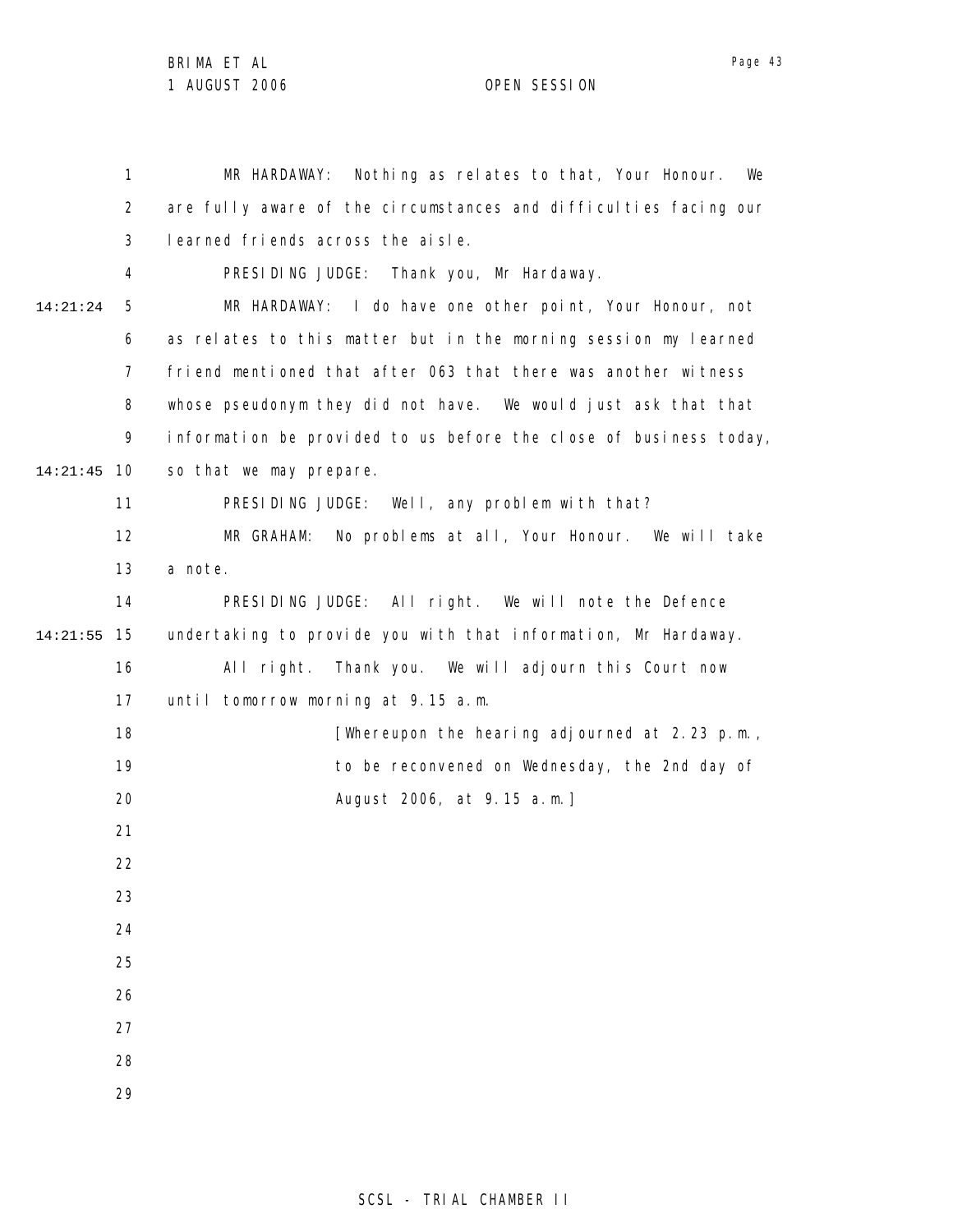MR HARDAWAY: Nothing as relates to that, Your Honour. We are fully aware of the circumstances and difficulties facing our learned friends across the aisle.

PRESIDING JUDGE: Thank you, Mr Hardaway.

MR HARDAWAY: I do have one other point, Your Honour, not as relates to this matter but in the morning session my learned friend mentioned that after 063 that there was another witness whose pseudonym they did not have. We would just ask that that information be provided to us before the close of business today, so that we may prepare.

PRESIDING JUDGE: Well, any problem with that?

MR GRAHAM: No problems at all, Your Honour. We will take a note.

PRESIDING JUDGE: All right. We will note the Defence undertaking to provide you with that information, Mr Hardaway.

All right. Thank you. We will adjourn this Court now until tomorrow morning at 9.15 a.m.

[Whereupon the hearing adjourned at 2.23 p.m., to be reconvened on Wednesday, the 2nd day of August 2006, at 9.15 a.m.]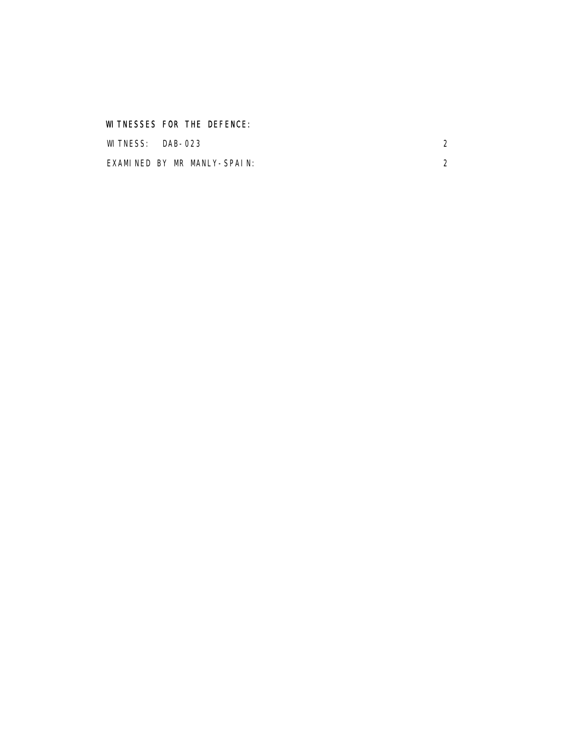**WITNESSES FOR THE DEFENCE:**

| | |
|---|---|
| WITNESS: DAB-023 | 2 |
| EXAMINED BY MR MANLY-SPAIN: | 2 |